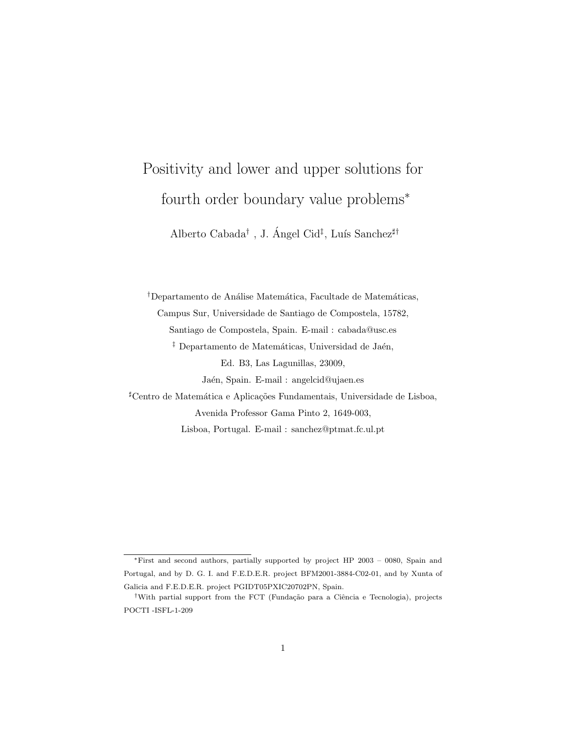# Positivity and lower and upper solutions for fourth order boundary value problems*

Alberto Cabada[†], J. Ángel Cid[‡], Luís Sanchez[♯†]

[†]Departamento de Análise Matemática, Facultade de Matemáticas, Campus Sur, Universidade de Santiago de Compostela, 15782, Santiago de Compostela, Spain. E-mail : cabada@usc.es

[‡] Departamento de Matemáticas, Universidad de Jaén, Ed. B3, Las Lagunillas, 23009, Jaén, Spain. E-mail : angelcid@ujaen.es

[♯]Centro de Matemática e Aplicações Fundamentais, Universidade de Lisboa, Avenida Professor Gama Pinto 2, 1649-003, Lisboa, Portugal. E-mail : sanchez@ptmat.fc.ul.pt

---

*First and second authors, partially supported by project HP 2003 – 0080, Spain and Portugal, and by D. G. I. and F.E.D.E.R. project BFM2001-3884-C02-01, and by Xunta of Galicia and F.E.D.E.R. project PGIDT05PXIC20702PN, Spain.

[†]With partial support from the FCT (Fundação para a Ciência e Tecnologia), projects POCTI -ISFL-1-209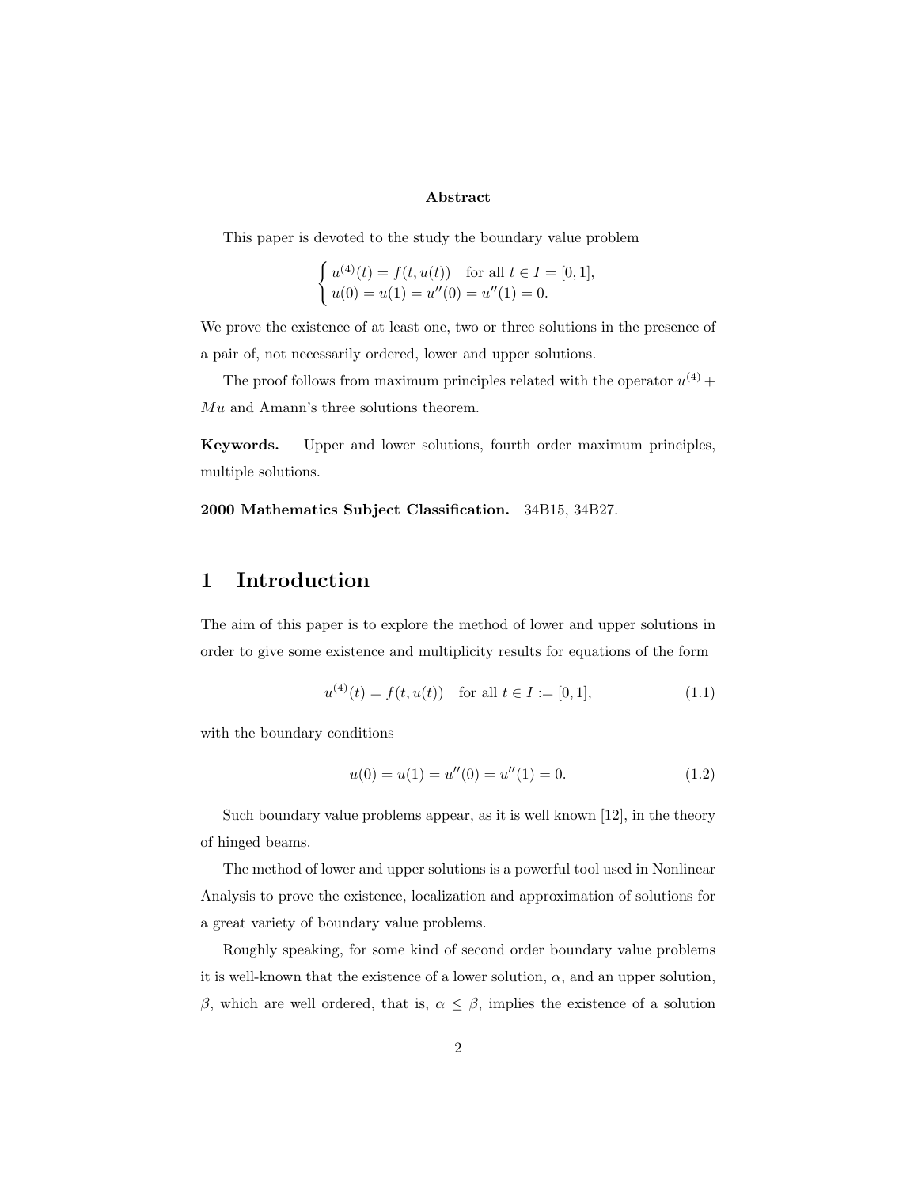**Abstract**

This paper is devoted to the study the boundary value problem

$$\begin{cases} u^{(4)}(t) = f(t, u(t)) & \text{for all } t \in I = [0, 1], \\ u(0) = u(1) = u''(0) = u''(1) = 0. \end{cases}$$

We prove the existence of at least one, two or three solutions in the presence of a pair of, not necessarily ordered, lower and upper solutions.

The proof follows from maximum principles related with the operator $u^{(4)} + Mu$ and Amann's three solutions theorem.

**Keywords.** Upper and lower solutions, fourth order maximum principles, multiple solutions.

**2000 Mathematics Subject Classification.** 34B15, 34B27.

# 1 Introduction

The aim of this paper is to explore the method of lower and upper solutions in order to give some existence and multiplicity results for equations of the form

$$u^{(4)}(t) = f(t, u(t)) \quad \text{for all } t \in I := [0, 1], \tag{1.1}$$

with the boundary conditions

$$u(0) = u(1) = u''(0) = u''(1) = 0. \tag{1.2}$$

Such boundary value problems appear, as it is well known [12], in the theory of hinged beams.

The method of lower and upper solutions is a powerful tool used in Nonlinear Analysis to prove the existence, localization and approximation of solutions for a great variety of boundary value problems.

Roughly speaking, for some kind of second order boundary value problems it is well-known that the existence of a lower solution, $\alpha$, and an upper solution, $\beta$, which are well ordered, that is, $\alpha \leq \beta$, implies the existence of a solution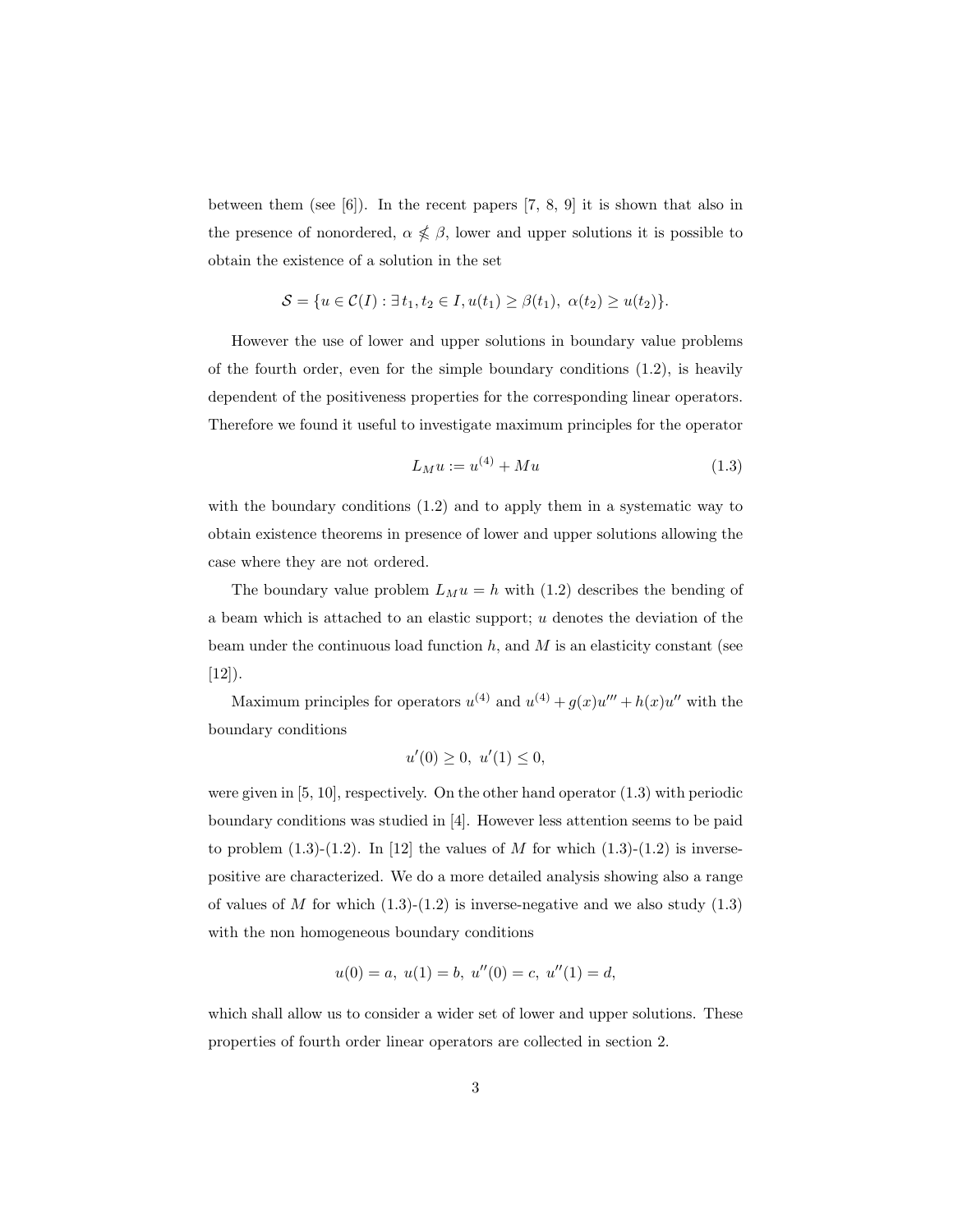between them (see [6]). In the recent papers [7, 8, 9] it is shown that also in the presence of nonordered, $\alpha \nleq \beta$, lower and upper solutions it is possible to obtain the existence of a solution in the set

$$\mathcal{S} = \{u \in \mathcal{C}(I) : \exists\, t_1, t_2 \in I, u(t_1) \geq \beta(t_1),\ \alpha(t_2) \geq u(t_2)\}.$$

However the use of lower and upper solutions in boundary value problems of the fourth order, even for the simple boundary conditions (1.2), is heavily dependent of the positiveness properties for the corresponding linear operators. Therefore we found it useful to investigate maximum principles for the operator

$$L_M u := u^{(4)} + Mu \tag{1.3}$$

with the boundary conditions (1.2) and to apply them in a systematic way to obtain existence theorems in presence of lower and upper solutions allowing the case where they are not ordered.

The boundary value problem $L_M u = h$ with (1.2) describes the bending of a beam which is attached to an elastic support; $u$ denotes the deviation of the beam under the continuous load function $h$, and $M$ is an elasticity constant (see [12]).

Maximum principles for operators $u^{(4)}$ and $u^{(4)} + g(x)u''' + h(x)u''$ with the boundary conditions

$$u'(0) \geq 0,\ u'(1) \leq 0,$$

were given in [5, 10], respectively. On the other hand operator (1.3) with periodic boundary conditions was studied in [4]. However less attention seems to be paid to problem (1.3)-(1.2). In [12] the values of $M$ for which (1.3)-(1.2) is inverse-positive are characterized. We do a more detailed analysis showing also a range of values of $M$ for which (1.3)-(1.2) is inverse-negative and we also study (1.3) with the non homogeneous boundary conditions

$$u(0) = a,\ u(1) = b,\ u''(0) = c,\ u''(1) = d,$$

which shall allow us to consider a wider set of lower and upper solutions. These properties of fourth order linear operators are collected in section 2.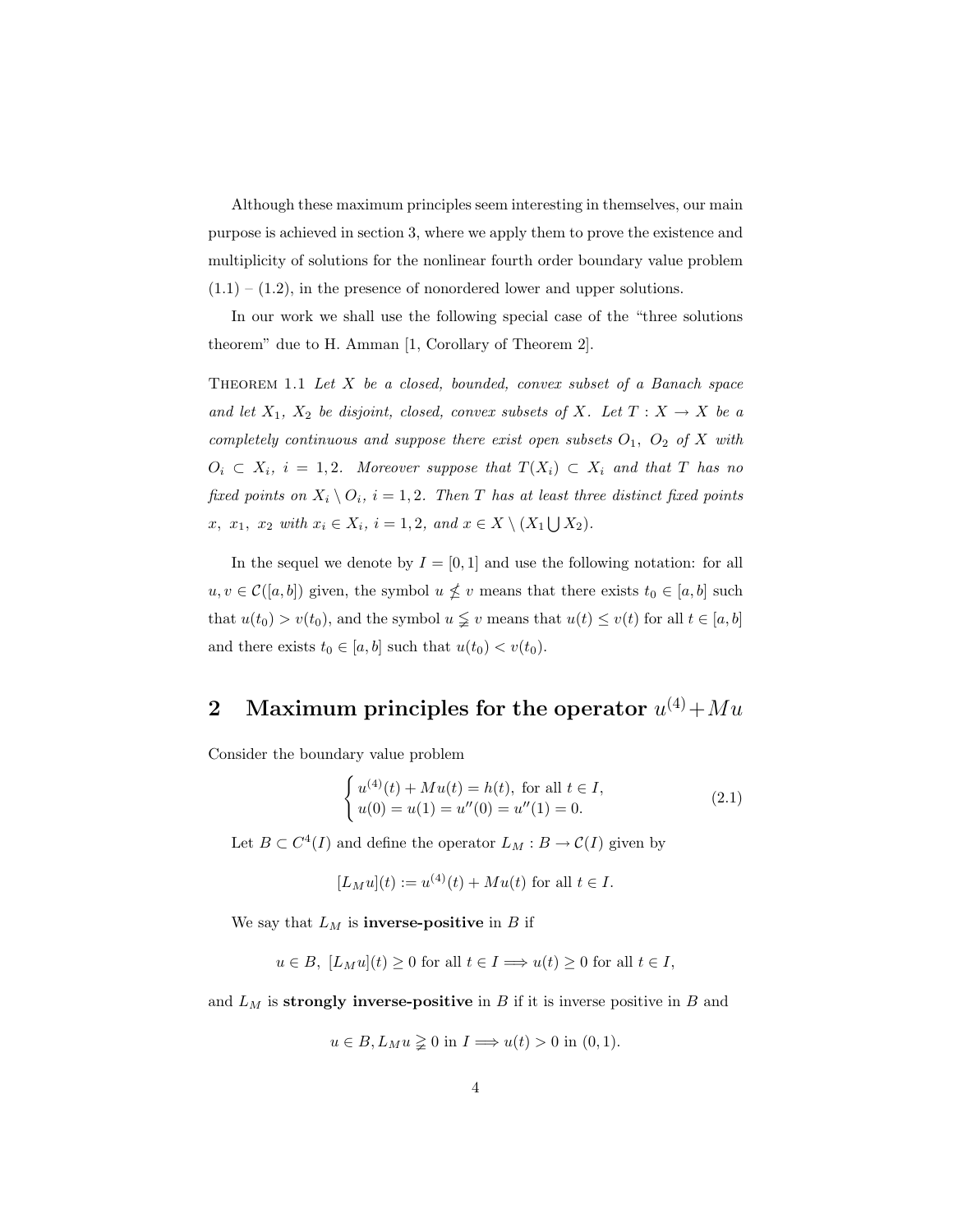Although these maximum principles seem interesting in themselves, our main purpose is achieved in section 3, where we apply them to prove the existence and multiplicity of solutions for the nonlinear fourth order boundary value problem (1.1) – (1.2), in the presence of nonordered lower and upper solutions.

In our work we shall use the following special case of the "three solutions theorem" due to H. Amman [1, Corollary of Theorem 2].

THEOREM 1.1 *Let $X$ be a closed, bounded, convex subset of a Banach space and let $X_1$, $X_2$ be disjoint, closed, convex subsets of $X$. Let $T : X \to X$ be a completely continuous and suppose there exist open subsets $O_1$, $O_2$ of $X$ with $O_i \subset X_i$, $i = 1, 2$. Moreover suppose that $T(X_i) \subset X_i$ and that $T$ has no fixed points on $X_i \setminus O_i$, $i = 1, 2$. Then $T$ has at least three distinct fixed points $x$, $x_1$, $x_2$ with $x_i \in X_i$, $i = 1, 2$, and $x \in X \setminus (X_1 \bigcup X_2)$.*

In the sequel we denote by $I = [0, 1]$ and use the following notation: for all $u, v \in \mathcal{C}([a, b])$ given, the symbol $u \not\leq v$ means that there exists $t_0 \in [a, b]$ such that $u(t_0) > v(t_0)$, and the symbol $u \lneqq v$ means that $u(t) \leq v(t)$ for all $t \in [a, b]$ and there exists $t_0 \in [a, b]$ such that $u(t_0) < v(t_0)$.

## 2 Maximum principles for the operator $u^{(4)} + Mu$

Consider the boundary value problem

$$\begin{cases} u^{(4)}(t) + Mu(t) = h(t), \text{ for all } t \in I, \\ u(0) = u(1) = u''(0) = u''(1) = 0. \end{cases} \tag{2.1}$$

Let $B \subset C^4(I)$ and define the operator $L_M : B \to \mathcal{C}(I)$ given by

$$[L_M u](t) := u^{(4)}(t) + Mu(t) \text{ for all } t \in I.$$

We say that $L_M$ is **inverse-positive** in $B$ if

$$u \in B, \ [L_M u](t) \geq 0 \text{ for all } t \in I \Longrightarrow u(t) \geq 0 \text{ for all } t \in I,$$

and $L_M$ is **strongly inverse-positive** in $B$ if it is inverse positive in $B$ and

$$u \in B, L_M u \gneqq 0 \text{ in } I \Longrightarrow u(t) > 0 \text{ in } (0, 1).$$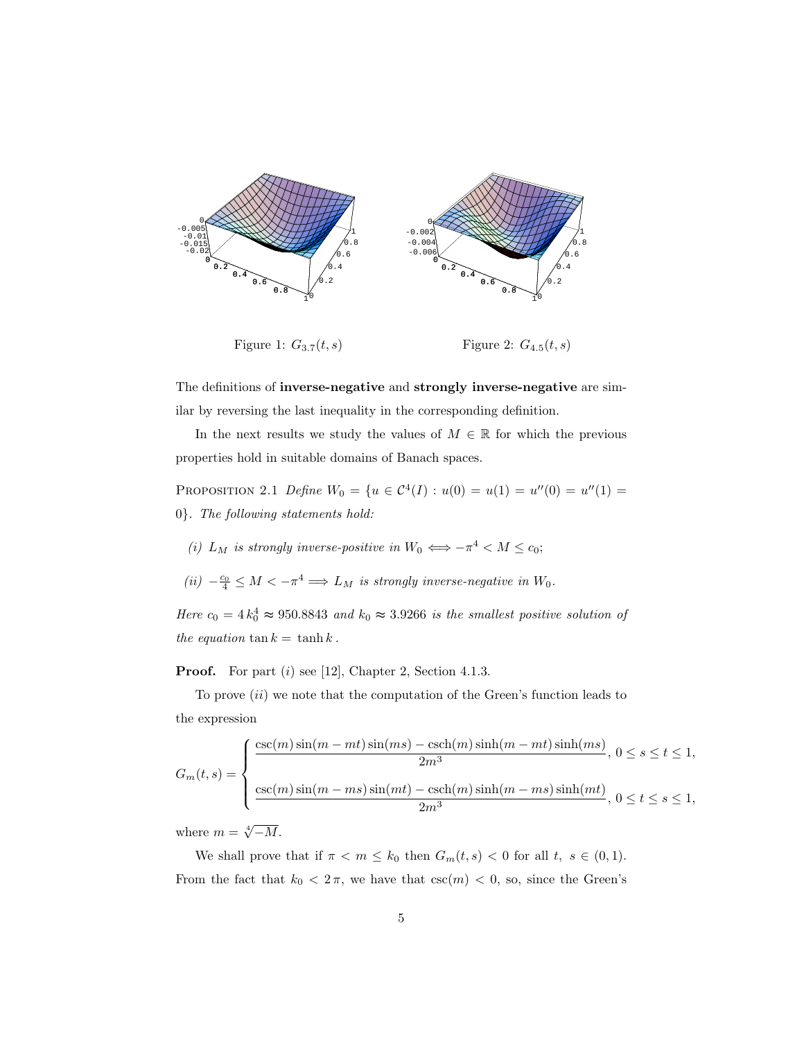Figure 1: $G_{3.7}(t,s)$

Figure 2: $G_{4.5}(t,s)$

The definitions of **inverse-negative** and **strongly inverse-negative** are similar by reversing the last inequality in the corresponding definition.

In the next results we study the values of $M \in \mathbb{R}$ for which the previous properties hold in suitable domains of Banach spaces.

PROPOSITION 2.1 *Define $W_0 = \{u \in \mathcal{C}^4(I) : u(0) = u(1) = u''(0) = u''(1) = 0\}$. The following statements hold:*

*(i) $L_M$ is strongly inverse-positive in $W_0 \Longleftrightarrow -\pi^4 < M \leq c_0$;*

*(ii) $-\frac{c_0}{4} \leq M < -\pi^4 \Longrightarrow L_M$ is strongly inverse-negative in $W_0$.*

*Here $c_0 = 4\,k_0^4 \approx 950.8843$ and $k_0 \approx 3.9266$ is the smallest positive solution of the equation $\tan k = \tanh k$.*

**Proof.** For part $(i)$ see [12], Chapter 2, Section 4.1.3.

To prove $(ii)$ we note that the computation of the Green's function leads to the expression

$$
G_m(t,s) = \begin{cases} \dfrac{\csc(m)\sin(m-mt)\sin(ms) - \operatorname{csch}(m)\sinh(m-mt)\sinh(ms)}{2m^3}, & 0 \leq s \leq t \leq 1, \\[2ex] \dfrac{\csc(m)\sin(m-ms)\sin(mt) - \operatorname{csch}(m)\sinh(m-ms)\sinh(mt)}{2m^3}, & 0 \leq t \leq s \leq 1, \end{cases}
$$

where $m = \sqrt[4]{-M}$.

We shall prove that if $\pi < m \leq k_0$ then $G_m(t,s) < 0$ for all $t,\ s \in (0,1)$. From the fact that $k_0 < 2\,\pi$, we have that $\csc(m) < 0$, so, since the Green's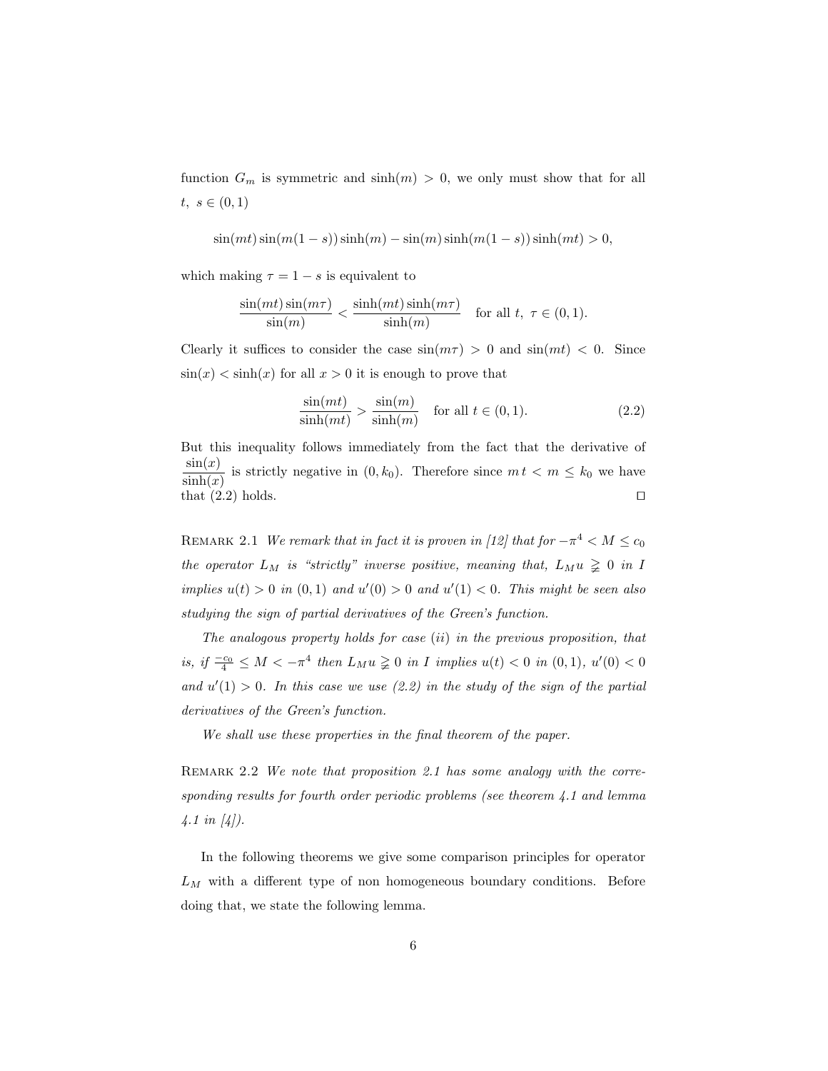function $G_m$ is symmetric and $\sinh(m) > 0$, we only must show that for all $t,\ s \in (0,1)$

$$\sin(mt)\sin(m(1-s))\sinh(m) - \sin(m)\sinh(m(1-s))\sinh(mt) > 0,$$

which making $\tau = 1 - s$ is equivalent to

$$\frac{\sin(mt)\sin(m\tau)}{\sin(m)} < \frac{\sinh(mt)\sinh(m\tau)}{\sinh(m)} \quad \text{for all } t,\ \tau \in (0,1).$$

Clearly it suffices to consider the case $\sin(m\tau) > 0$ and $\sin(mt) < 0$. Since $\sin(x) < \sinh(x)$ for all $x > 0$ it is enough to prove that

$$\frac{\sin(mt)}{\sinh(mt)} > \frac{\sin(m)}{\sinh(m)} \quad \text{for all } t \in (0,1). \tag{2.2}$$

But this inequality follows immediately from the fact that the derivative of $\dfrac{\sin(x)}{\sinh(x)}$ is strictly negative in $(0, k_0)$. Therefore since $m\,t < m \le k_0$ we have that (2.2) holds. $\square$

Remark 2.1 *We remark that in fact it is proven in [12] that for $-\pi^4 < M \le c_0$ the operator $L_M$ is "strictly" inverse positive, meaning that, $L_M u \gneqq 0$ in $I$ implies $u(t) > 0$ in $(0,1)$ and $u'(0) > 0$ and $u'(1) < 0$. This might be seen also studying the sign of partial derivatives of the Green's function.*

*The analogous property holds for case $(ii)$ in the previous proposition, that is, if $\frac{-c_0}{4} \le M < -\pi^4$ then $L_M u \gneqq 0$ in $I$ implies $u(t) < 0$ in $(0,1)$, $u'(0) < 0$ and $u'(1) > 0$. In this case we use (2.2) in the study of the sign of the partial derivatives of the Green's function.*

*We shall use these properties in the final theorem of the paper.*

Remark 2.2 *We note that proposition 2.1 has some analogy with the corresponding results for fourth order periodic problems (see theorem 4.1 and lemma 4.1 in [4]).*

In the following theorems we give some comparison principles for operator $L_M$ with a different type of non homogeneous boundary conditions. Before doing that, we state the following lemma.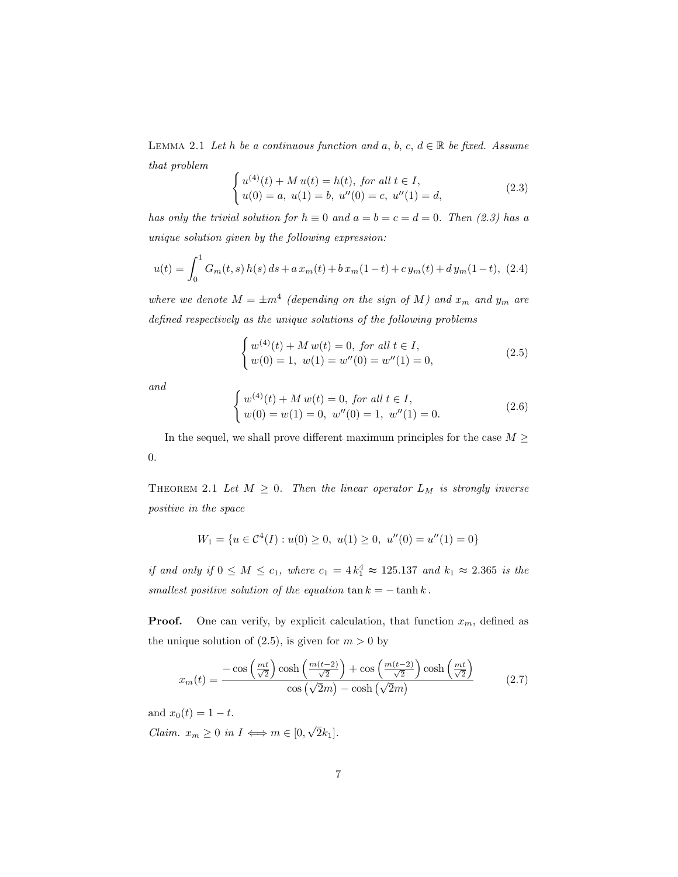Lemma 2.1 *Let $h$ be a continuous function and $a,\, b,\, c,\, d \in \mathbb{R}$ be fixed. Assume that problem*

$$\begin{cases} u^{(4)}(t) + M\,u(t) = h(t), \text{ for all } t \in I, \\ u(0) = a,\ u(1) = b,\ u''(0) = c,\ u''(1) = d, \end{cases} \tag{2.3}$$

*has only the trivial solution for $h \equiv 0$ and $a = b = c = d = 0$. Then (2.3) has a unique solution given by the following expression:*

$$u(t) = \int_0^1 G_m(t,s)\,h(s)\,ds + a\,x_m(t) + b\,x_m(1-t) + c\,y_m(t) + d\,y_m(1-t), \tag{2.4}$$

*where we denote $M = \pm m^4$ (depending on the sign of $M$) and $x_m$ and $y_m$ are defined respectively as the unique solutions of the following problems*

$$\begin{cases} w^{(4)}(t) + M\,w(t) = 0, \text{ for all } t \in I, \\ w(0) = 1,\ w(1) = w''(0) = w''(1) = 0, \end{cases} \tag{2.5}$$

*and*

$$\begin{cases} w^{(4)}(t) + M\,w(t) = 0, \text{ for all } t \in I, \\ w(0) = w(1) = 0,\ w''(0) = 1,\ w''(1) = 0. \end{cases} \tag{2.6}$$

In the sequel, we shall prove different maximum principles for the case $M \geq 0$.

Theorem 2.1 *Let $M \geq 0$. Then the linear operator $L_M$ is strongly inverse positive in the space*

$$W_1 = \{u \in \mathcal{C}^4(I) : u(0) \geq 0,\ u(1) \geq 0,\ u''(0) = u''(1) = 0\}$$

*if and only if $0 \leq M \leq c_1$, where $c_1 = 4\,k_1^4 \approx 125.137$ and $k_1 \approx 2.365$ is the smallest positive solution of the equation $\tan k = -\tanh k$.*

**Proof.** One can verify, by explicit calculation, that function $x_m$, defined as the unique solution of (2.5), is given for $m > 0$ by

$$x_m(t) = \frac{-\cos\left(\frac{mt}{\sqrt{2}}\right)\cosh\left(\frac{m(t-2)}{\sqrt{2}}\right) + \cos\left(\frac{m(t-2)}{\sqrt{2}}\right)\cosh\left(\frac{mt}{\sqrt{2}}\right)}{\cos\left(\sqrt{2}m\right) - \cosh\left(\sqrt{2}m\right)} \tag{2.7}$$

and $x_0(t) = 1 - t$.

*Claim.* $x_m \geq 0$ *in* $I \iff m \in [0, \sqrt{2}k_1]$.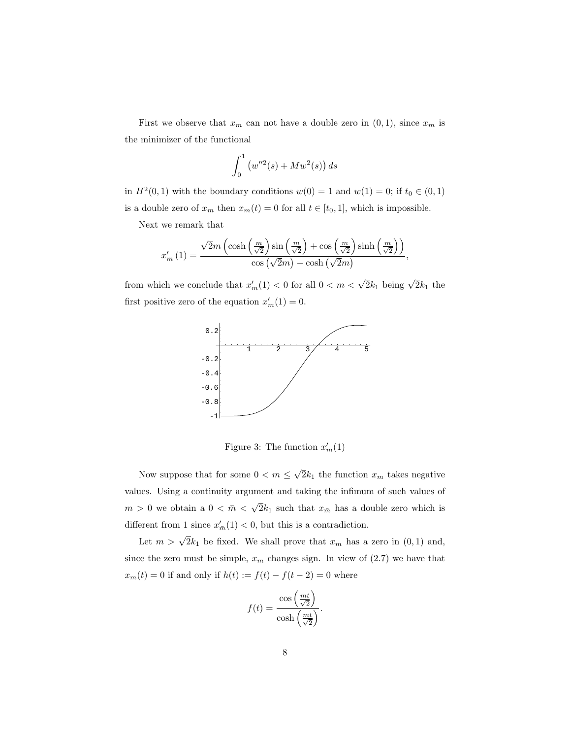First we observe that $x_m$ can not have a double zero in $(0,1)$, since $x_m$ is the minimizer of the functional

$$\int_0^1 \left(w''^2(s) + Mw^2(s)\right) ds$$

in $H^2(0,1)$ with the boundary conditions $w(0) = 1$ and $w(1) = 0$; if $t_0 \in (0,1)$ is a double zero of $x_m$ then $x_m(t) = 0$ for all $t \in [t_0, 1]$, which is impossible.

Next we remark that

$$x'_m(1) = \frac{\sqrt{2}m\left(\cosh\left(\frac{m}{\sqrt{2}}\right)\sin\left(\frac{m}{\sqrt{2}}\right) + \cos\left(\frac{m}{\sqrt{2}}\right)\sinh\left(\frac{m}{\sqrt{2}}\right)\right)}{\cos\left(\sqrt{2}m\right) - \cosh\left(\sqrt{2}m\right)},$$

from which we conclude that $x'_m(1) < 0$ for all $0 < m < \sqrt{2}k_1$ being $\sqrt{2}k_1$ the first positive zero of the equation $x'_m(1) = 0$.

Figure 3: The function $x'_m(1)$

Now suppose that for some $0 < m \le \sqrt{2}k_1$ the function $x_m$ takes negative values. Using a continuity argument and taking the infimum of such values of $m > 0$ we obtain a $0 < \bar{m} < \sqrt{2}k_1$ such that $x_{\bar{m}}$ has a double zero which is different from 1 since $x'_{\bar{m}}(1) < 0$, but this is a contradiction.

Let $m > \sqrt{2}k_1$ be fixed. We shall prove that $x_m$ has a zero in $(0,1)$ and, since the zero must be simple, $x_m$ changes sign. In view of (2.7) we have that $x_m(t) = 0$ if and only if $h(t) := f(t) - f(t-2) = 0$ where

$$f(t) = \frac{\cos\left(\frac{mt}{\sqrt{2}}\right)}{\cosh\left(\frac{mt}{\sqrt{2}}\right)}.$$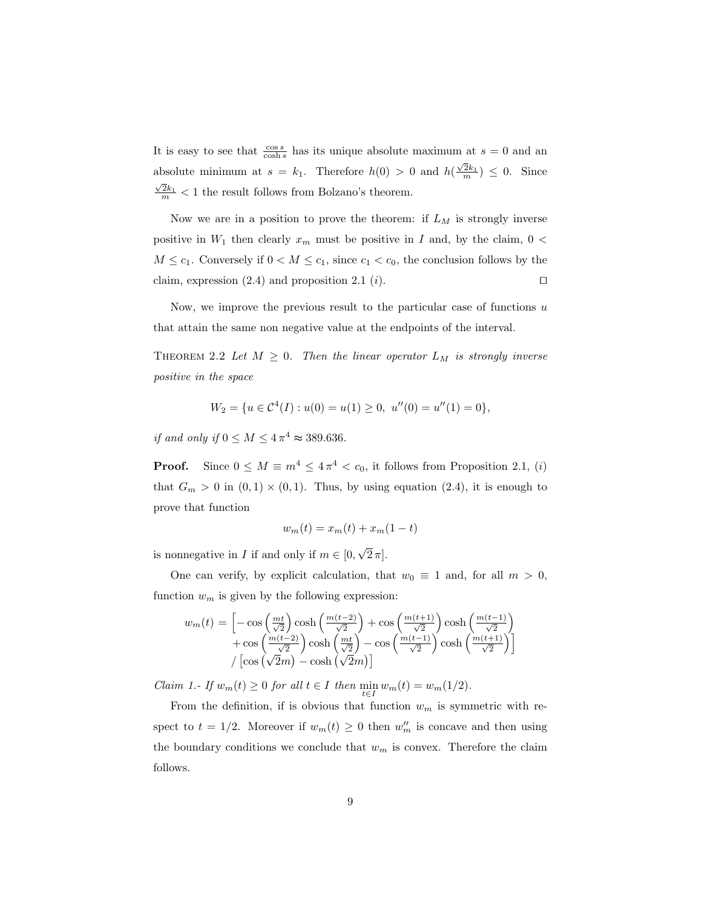It is easy to see that $\frac{\cos s}{\cosh s}$ has its unique absolute maximum at $s = 0$ and an absolute minimum at $s = k_1$. Therefore $h(0) > 0$ and $h(\frac{\sqrt{2}k_1}{m}) \leq 0$. Since $\frac{\sqrt{2}k_1}{m} < 1$ the result follows from Bolzano's theorem.

Now we are in a position to prove the theorem: if $L_M$ is strongly inverse positive in $W_1$ then clearly $x_m$ must be positive in $I$ and, by the claim, $0 < M \leq c_1$. Conversely if $0 < M \leq c_1$, since $c_1 < c_0$, the conclusion follows by the claim, expression (2.4) and proposition 2.1 $(i)$. $\square$

Now, we improve the previous result to the particular case of functions $u$ that attain the same non negative value at the endpoints of the interval.

Theorem 2.2 *Let $M \geq 0$. Then the linear operator $L_M$ is strongly inverse positive in the space*

$$W_2 = \{u \in \mathcal{C}^4(I) : u(0) = u(1) \geq 0,\ u''(0) = u''(1) = 0\},$$

*if and only if $0 \leq M \leq 4\,\pi^4 \approx 389.636$.*

**Proof.** Since $0 \leq M \equiv m^4 \leq 4\,\pi^4 < c_0$, it follows from Proposition 2.1, $(i)$ that $G_m > 0$ in $(0,1) \times (0,1)$. Thus, by using equation (2.4), it is enough to prove that function

$$w_m(t) = x_m(t) + x_m(1-t)$$

is nonnegative in $I$ if and only if $m \in [0, \sqrt{2}\,\pi]$.

One can verify, by explicit calculation, that $w_0 \equiv 1$ and, for all $m > 0$, function $w_m$ is given by the following expression:

$$\begin{aligned} w_m(t) = \Big[ &-\cos\left(\tfrac{mt}{\sqrt{2}}\right)\cosh\left(\tfrac{m(t-2)}{\sqrt{2}}\right) + \cos\left(\tfrac{m(t+1)}{\sqrt{2}}\right)\cosh\left(\tfrac{m(t-1)}{\sqrt{2}}\right) \\ &+ \cos\left(\tfrac{m(t-2)}{\sqrt{2}}\right)\cosh\left(\tfrac{mt}{\sqrt{2}}\right) - \cos\left(\tfrac{m(t-1)}{\sqrt{2}}\right)\cosh\left(\tfrac{m(t+1)}{\sqrt{2}}\right)\Big] \\ &/ \left[\cos\left(\sqrt{2}m\right) - \cosh\left(\sqrt{2}m\right)\right] \end{aligned}$$

*Claim 1.- If $w_m(t) \geq 0$ for all $t \in I$ then $\min_{t \in I} w_m(t) = w_m(1/2)$.*

From the definition, if is obvious that function $w_m$ is symmetric with respect to $t = 1/2$. Moreover if $w_m(t) \geq 0$ then $w_m''$ is concave and then using the boundary conditions we conclude that $w_m$ is convex. Therefore the claim follows.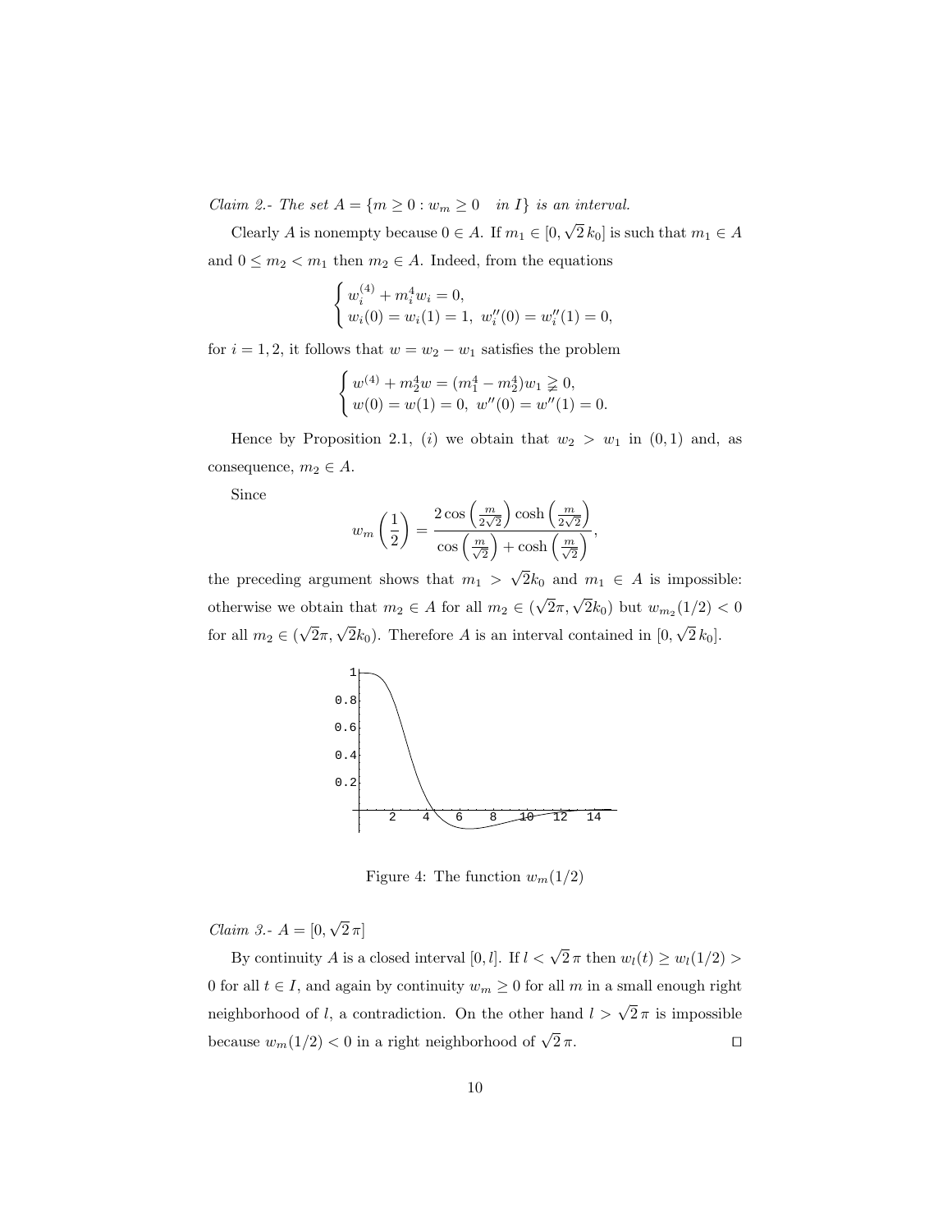*Claim 2.- The set $A = \{m \geq 0 : w_m \geq 0 \quad in\ I\}$ is an interval.*

Clearly $A$ is nonempty because $0 \in A$. If $m_1 \in [0, \sqrt{2}\,k_0]$ is such that $m_1 \in A$ and $0 \leq m_2 < m_1$ then $m_2 \in A$. Indeed, from the equations

$$\begin{cases} w_i^{(4)} + m_i^4 w_i = 0, \\ w_i(0) = w_i(1) = 1,\ w_i''(0) = w_i''(1) = 0, \end{cases}$$

for $i = 1, 2$, it follows that $w = w_2 - w_1$ satisfies the problem

$$\begin{cases} w^{(4)} + m_2^4 w = (m_1^4 - m_2^4) w_1 \gneqq 0, \\ w(0) = w(1) = 0,\ w''(0) = w''(1) = 0. \end{cases}$$

Hence by Proposition 2.1, $(i)$ we obtain that $w_2 > w_1$ in $(0, 1)$ and, as consequence, $m_2 \in A$.

Since

$$w_m\left(\frac{1}{2}\right) = \frac{2\cos\left(\frac{m}{2\sqrt{2}}\right)\cosh\left(\frac{m}{2\sqrt{2}}\right)}{\cos\left(\frac{m}{\sqrt{2}}\right) + \cosh\left(\frac{m}{\sqrt{2}}\right)},$$

the preceding argument shows that $m_1 > \sqrt{2}k_0$ and $m_1 \in A$ is impossible: otherwise we obtain that $m_2 \in A$ for all $m_2 \in (\sqrt{2}\pi, \sqrt{2}k_0)$ but $w_{m_2}(1/2) < 0$ for all $m_2 \in (\sqrt{2}\pi, \sqrt{2}k_0)$. Therefore $A$ is an interval contained in $[0, \sqrt{2}\,k_0]$.

Figure 4: The function $w_m(1/2)$

*Claim 3.- $A = [0, \sqrt{2}\,\pi]$*

By continuity $A$ is a closed interval $[0, l]$. If $l < \sqrt{2}\,\pi$ then $w_l(t) \geq w_l(1/2) > 0$ for all $t \in I$, and again by continuity $w_m \geq 0$ for all $m$ in a small enough right neighborhood of $l$, a contradiction. On the other hand $l > \sqrt{2}\,\pi$ is impossible because $w_m(1/2) < 0$ in a right neighborhood of $\sqrt{2}\,\pi$. $\square$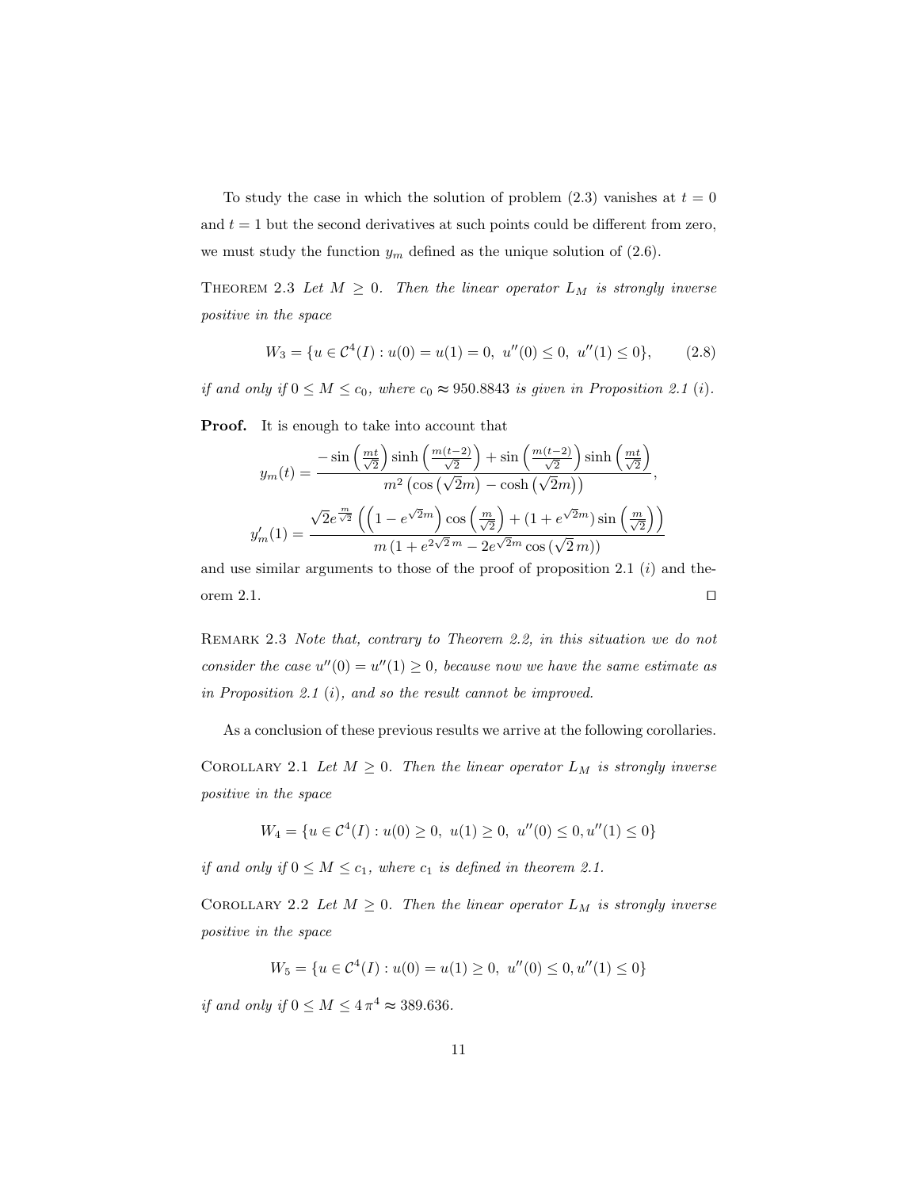To study the case in which the solution of problem (2.3) vanishes at $t = 0$ and $t = 1$ but the second derivatives at such points could be different from zero, we must study the function $y_m$ defined as the unique solution of (2.6).

THEOREM 2.3 *Let $M \geq 0$. Then the linear operator $L_M$ is strongly inverse positive in the space*

$$W_3 = \{u \in \mathcal{C}^4(I) : u(0) = u(1) = 0,\ u''(0) \leq 0,\ u''(1) \leq 0\}, \tag{2.8}$$

*if and only if $0 \leq M \leq c_0$, where $c_0 \approx 950.8843$ is given in Proposition 2.1 (i).*

**Proof.** It is enough to take into account that

$$y_m(t) = \frac{-\sin\left(\frac{mt}{\sqrt{2}}\right)\sinh\left(\frac{m(t-2)}{\sqrt{2}}\right) + \sin\left(\frac{m(t-2)}{\sqrt{2}}\right)\sinh\left(\frac{mt}{\sqrt{2}}\right)}{m^2\left(\cos\left(\sqrt{2}m\right) - \cosh\left(\sqrt{2}m\right)\right)},$$

$$y_m'(1) = \frac{\sqrt{2}e^{\frac{m}{\sqrt{2}}}\left(\left(1 - e^{\sqrt{2}m}\right)\cos\left(\frac{m}{\sqrt{2}}\right) + (1 + e^{\sqrt{2}m})\sin\left(\frac{m}{\sqrt{2}}\right)\right)}{m\left(1 + e^{2\sqrt{2}\,m} - 2e^{\sqrt{2}m}\cos\left(\sqrt{2}\,m\right)\right)}$$

and use similar arguments to those of the proof of proposition 2.1 $(i)$ and theorem 2.1. □

REMARK 2.3 *Note that, contrary to Theorem 2.2, in this situation we do not consider the case $u''(0) = u''(1) \geq 0$, because now we have the same estimate as in Proposition 2.1 (i), and so the result cannot be improved.*

As a conclusion of these previous results we arrive at the following corollaries.

COROLLARY 2.1 *Let $M \geq 0$. Then the linear operator $L_M$ is strongly inverse positive in the space*

$$W_4 = \{u \in \mathcal{C}^4(I) : u(0) \geq 0,\ u(1) \geq 0,\ u''(0) \leq 0, u''(1) \leq 0\}$$

*if and only if $0 \leq M \leq c_1$, where $c_1$ is defined in theorem 2.1.*

COROLLARY 2.2 *Let $M \geq 0$. Then the linear operator $L_M$ is strongly inverse positive in the space*

$$W_5 = \{u \in \mathcal{C}^4(I) : u(0) = u(1) \geq 0,\ u''(0) \leq 0, u''(1) \leq 0\}$$

*if and only if $0 \leq M \leq 4\,\pi^4 \approx 389.636$.*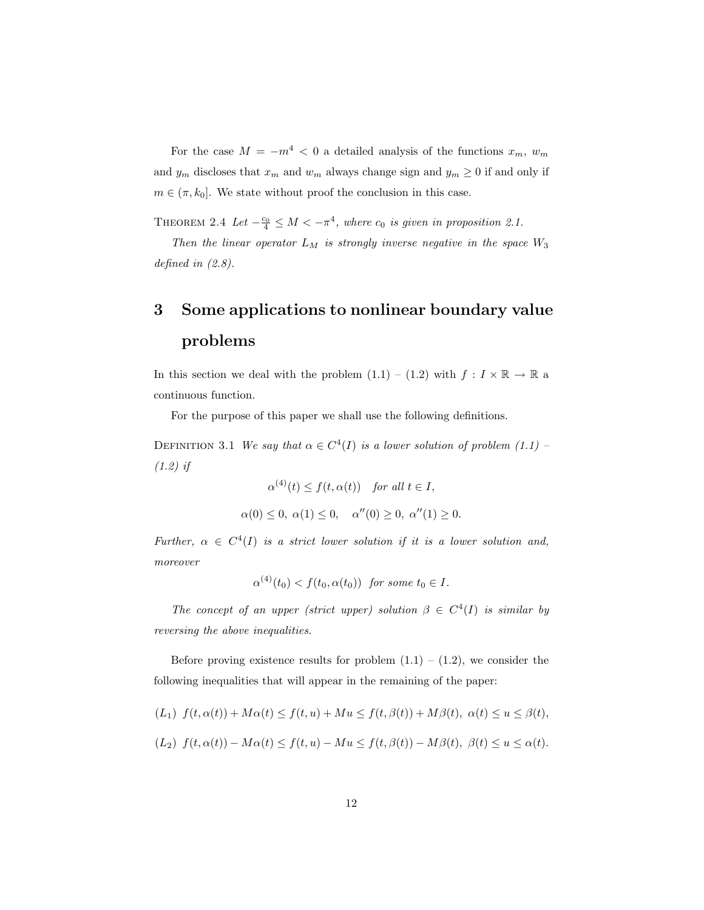For the case $M = -m^4 < 0$ a detailed analysis of the functions $x_m$, $w_m$ and $y_m$ discloses that $x_m$ and $w_m$ always change sign and $y_m \geq 0$ if and only if $m \in (\pi, k_0]$. We state without proof the conclusion in this case.

Theorem 2.4 *Let $-\frac{c_0}{4} \leq M < -\pi^4$, where $c_0$ is given in proposition 2.1.*

*Then the linear operator $L_M$ is strongly inverse negative in the space $W_3$ defined in (2.8).*

# 3 Some applications to nonlinear boundary value problems

In this section we deal with the problem (1.1) – (1.2) with $f : I \times \mathbb{R} \to \mathbb{R}$ a continuous function.

For the purpose of this paper we shall use the following definitions.

Definition 3.1 *We say that $\alpha \in C^4(I)$ is a lower solution of problem (1.1) – (1.2) if*

$$\alpha^{(4)}(t) \leq f(t, \alpha(t)) \quad \text{for all } t \in I,$$

$$\alpha(0) \leq 0,\ \alpha(1) \leq 0, \quad \alpha''(0) \geq 0,\ \alpha''(1) \geq 0.$$

*Further, $\alpha \in C^4(I)$ is a strict lower solution if it is a lower solution and, moreover*

$$\alpha^{(4)}(t_0) < f(t_0, \alpha(t_0)) \ \text{ for some } t_0 \in I.$$

*The concept of an upper (strict upper) solution $\beta \in C^4(I)$ is similar by reversing the above inequalities.*

Before proving existence results for problem (1.1) – (1.2), we consider the following inequalities that will appear in the remaining of the paper:

$(L_1)$ $f(t, \alpha(t)) + M\alpha(t) \leq f(t, u) + Mu \leq f(t, \beta(t)) + M\beta(t),\ \alpha(t) \leq u \leq \beta(t),$

$(L_2)$ $f(t, \alpha(t)) - M\alpha(t) \leq f(t, u) - Mu \leq f(t, \beta(t)) - M\beta(t),\ \beta(t) \leq u \leq \alpha(t).$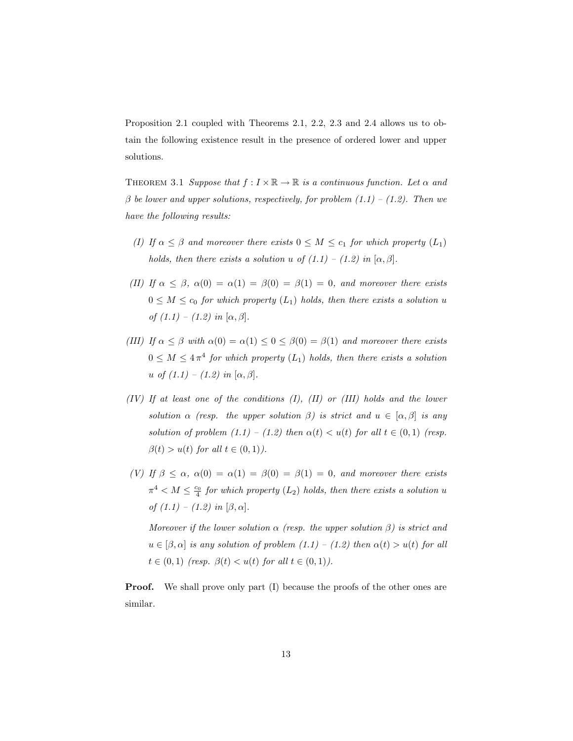Proposition 2.1 coupled with Theorems 2.1, 2.2, 2.3 and 2.4 allows us to obtain the following existence result in the presence of ordered lower and upper solutions.

THEOREM 3.1 *Suppose that $f : I \times \mathbb{R} \to \mathbb{R}$ is a continuous function. Let $\alpha$ and $\beta$ be lower and upper solutions, respectively, for problem (1.1) – (1.2). Then we have the following results:*

*(I) If $\alpha \le \beta$ and moreover there exists $0 \le M \le c_1$ for which property $(L_1)$ holds, then there exists a solution $u$ of (1.1) – (1.2) in $[\alpha, \beta]$.*

*(II) If $\alpha \le \beta$, $\alpha(0) = \alpha(1) = \beta(0) = \beta(1) = 0$, and moreover there exists $0 \le M \le c_0$ for which property $(L_1)$ holds, then there exists a solution $u$ of (1.1) – (1.2) in $[\alpha, \beta]$.*

*(III) If $\alpha \le \beta$ with $\alpha(0) = \alpha(1) \le 0 \le \beta(0) = \beta(1)$ and moreover there exists $0 \le M \le 4\,\pi^4$ for which property $(L_1)$ holds, then there exists a solution $u$ of (1.1) – (1.2) in $[\alpha, \beta]$.*

*(IV) If at least one of the conditions (I), (II) or (III) holds and the lower solution $\alpha$ (resp. the upper solution $\beta$) is strict and $u \in [\alpha, \beta]$ is any solution of problem (1.1) – (1.2) then $\alpha(t) < u(t)$ for all $t \in (0, 1)$ (resp. $\beta(t) > u(t)$ for all $t \in (0, 1)$).*

*(V) If $\beta \le \alpha$, $\alpha(0) = \alpha(1) = \beta(0) = \beta(1) = 0$, and moreover there exists $\pi^4 < M \le \frac{c_0}{4}$ for which property $(L_2)$ holds, then there exists a solution $u$ of (1.1) – (1.2) in $[\beta, \alpha]$.*

*Moreover if the lower solution $\alpha$ (resp. the upper solution $\beta$) is strict and $u \in [\beta, \alpha]$ is any solution of problem (1.1) – (1.2) then $\alpha(t) > u(t)$ for all $t \in (0, 1)$ (resp. $\beta(t) < u(t)$ for all $t \in (0, 1)$).*

**Proof.** We shall prove only part (I) because the proofs of the other ones are similar.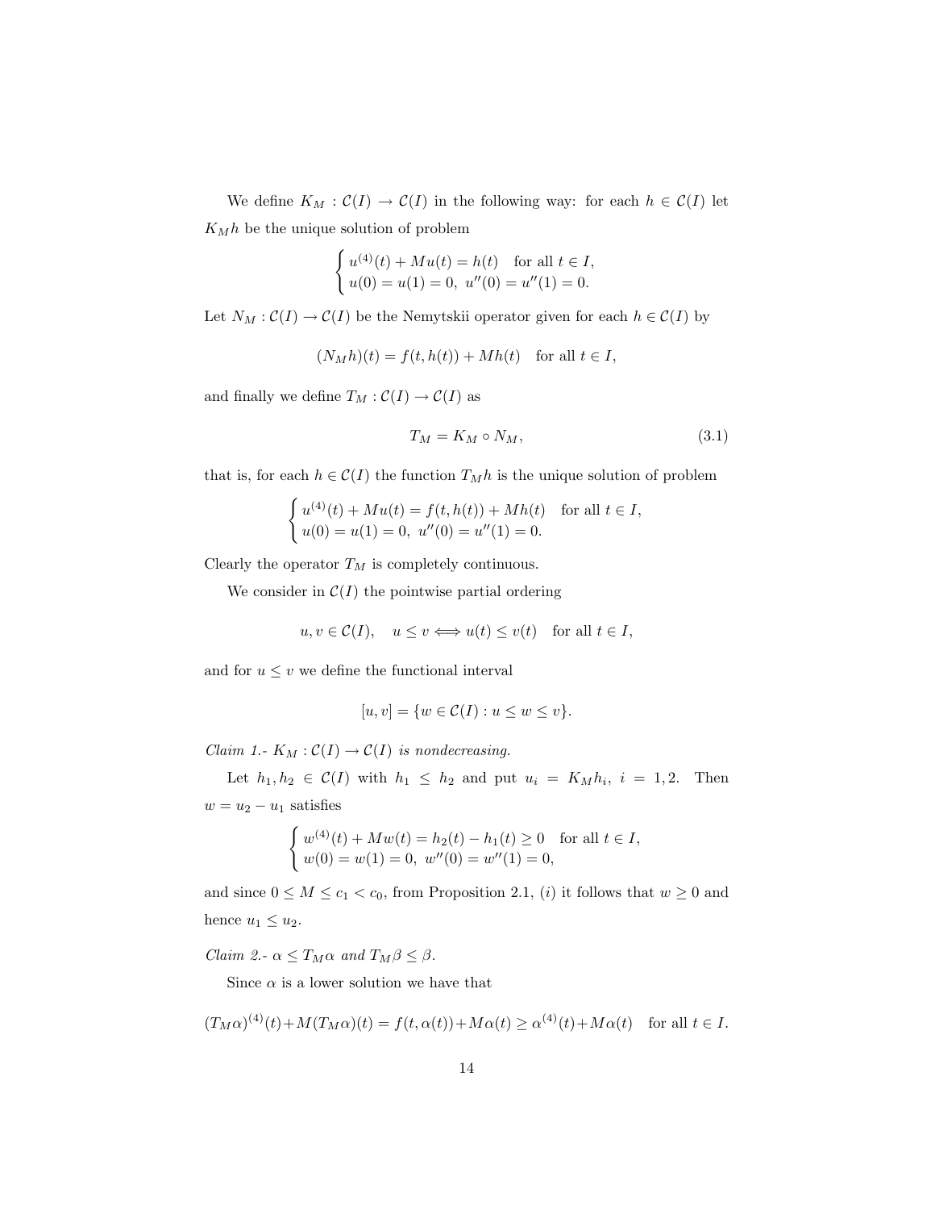We define $K_M : \mathcal{C}(I) \to \mathcal{C}(I)$ in the following way: for each $h \in \mathcal{C}(I)$ let $K_M h$ be the unique solution of problem

$$\begin{cases} u^{(4)}(t) + Mu(t) = h(t) \quad \text{for all } t \in I, \\ u(0) = u(1) = 0, \; u''(0) = u''(1) = 0. \end{cases}$$

Let $N_M : \mathcal{C}(I) \to \mathcal{C}(I)$ be the Nemytskii operator given for each $h \in \mathcal{C}(I)$ by

$$(N_M h)(t) = f(t, h(t)) + Mh(t) \quad \text{for all } t \in I,$$

and finally we define $T_M : \mathcal{C}(I) \to \mathcal{C}(I)$ as

$$T_M = K_M \circ N_M, \tag{3.1}$$

that is, for each $h \in \mathcal{C}(I)$ the function $T_M h$ is the unique solution of problem

$$\begin{cases} u^{(4)}(t) + Mu(t) = f(t, h(t)) + Mh(t) \quad \text{for all } t \in I, \\ u(0) = u(1) = 0, \; u''(0) = u''(1) = 0. \end{cases}$$

Clearly the operator $T_M$ is completely continuous.

We consider in $\mathcal{C}(I)$ the pointwise partial ordering

$$u, v \in \mathcal{C}(I), \quad u \le v \Longleftrightarrow u(t) \le v(t) \quad \text{for all } t \in I,$$

and for $u \le v$ we define the functional interval

$$[u, v] = \{w \in \mathcal{C}(I) : u \le w \le v\}.$$

*Claim 1.- $K_M : \mathcal{C}(I) \to \mathcal{C}(I)$ is nondecreasing.*

Let $h_1, h_2 \in \mathcal{C}(I)$ with $h_1 \le h_2$ and put $u_i = K_M h_i$, $i = 1, 2$. Then $w = u_2 - u_1$ satisfies

$$\begin{cases} w^{(4)}(t) + Mw(t) = h_2(t) - h_1(t) \ge 0 \quad \text{for all } t \in I, \\ w(0) = w(1) = 0, \; w''(0) = w''(1) = 0, \end{cases}$$

and since $0 \le M \le c_1 < c_0$, from Proposition 2.1, $(i)$ it follows that $w \ge 0$ and hence $u_1 \le u_2$.

*Claim 2.- $\alpha \le T_M \alpha$ and $T_M \beta \le \beta$.*

Since $\alpha$ is a lower solution we have that

$$(T_M \alpha)^{(4)}(t) + M(T_M \alpha)(t) = f(t, \alpha(t)) + M\alpha(t) \ge \alpha^{(4)}(t) + M\alpha(t) \quad \text{for all } t \in I.$$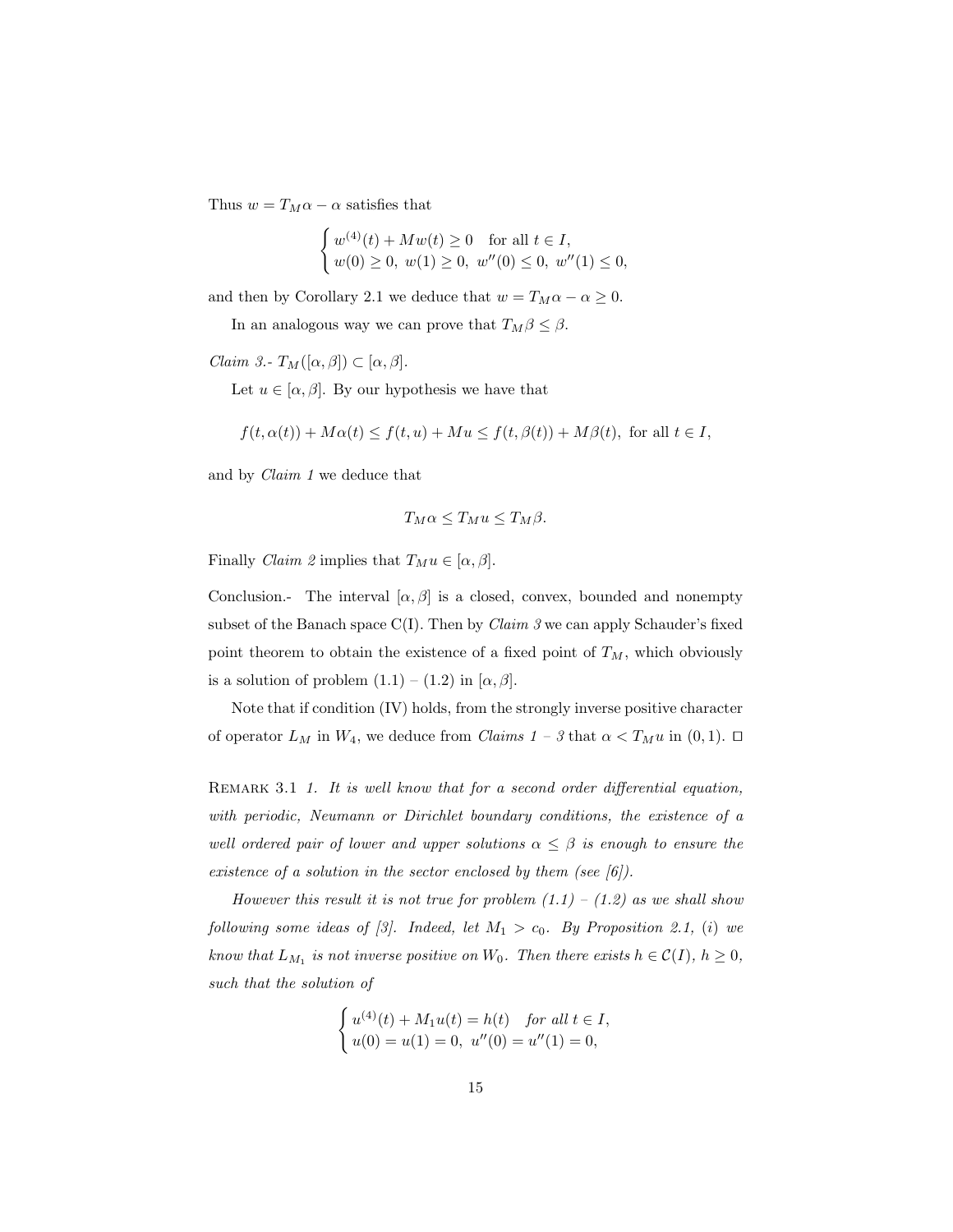Thus $w = T_M\alpha - \alpha$ satisfies that

$$\begin{cases} w^{(4)}(t) + Mw(t) \geq 0 \quad \text{for all } t \in I, \\ w(0) \geq 0, \; w(1) \geq 0, \; w''(0) \leq 0, \; w''(1) \leq 0, \end{cases}$$

and then by Corollary 2.1 we deduce that $w = T_M\alpha - \alpha \geq 0$.

In an analogous way we can prove that $T_M\beta \leq \beta$.

*Claim 3.-* $T_M([\alpha, \beta]) \subset [\alpha, \beta]$.

Let $u \in [\alpha, \beta]$. By our hypothesis we have that

$$f(t, \alpha(t)) + M\alpha(t) \leq f(t, u) + Mu \leq f(t, \beta(t)) + M\beta(t), \text{ for all } t \in I,$$

and by *Claim 1* we deduce that

$$T_M\alpha \leq T_M u \leq T_M\beta.$$

Finally *Claim 2* implies that $T_M u \in [\alpha, \beta]$.

Conclusion.- The interval $[\alpha, \beta]$ is a closed, convex, bounded and nonempty subset of the Banach space C(I). Then by *Claim 3* we can apply Schauder's fixed point theorem to obtain the existence of a fixed point of $T_M$, which obviously is a solution of problem (1.1) – (1.2) in $[\alpha, \beta]$.

Note that if condition (IV) holds, from the strongly inverse positive character of operator $L_M$ in $W_4$, we deduce from *Claims 1 – 3* that $\alpha < T_M u$ in $(0, 1)$. □

Remark 3.1 *1. It is well know that for a second order differential equation, with periodic, Neumann or Dirichlet boundary conditions, the existence of a well ordered pair of lower and upper solutions $\alpha \leq \beta$ is enough to ensure the existence of a solution in the sector enclosed by them (see [6]).*

*However this result it is not true for problem (1.1) – (1.2) as we shall show following some ideas of [3]. Indeed, let $M_1 > c_0$. By Proposition 2.1, (i) we know that $L_{M_1}$ is not inverse positive on $W_0$. Then there exists $h \in \mathcal{C}(I)$, $h \geq 0$, such that the solution of*

$$\begin{cases} u^{(4)}(t) + M_1 u(t) = h(t) \quad \textit{for all } t \in I, \\ u(0) = u(1) = 0, \; u''(0) = u''(1) = 0, \end{cases}$$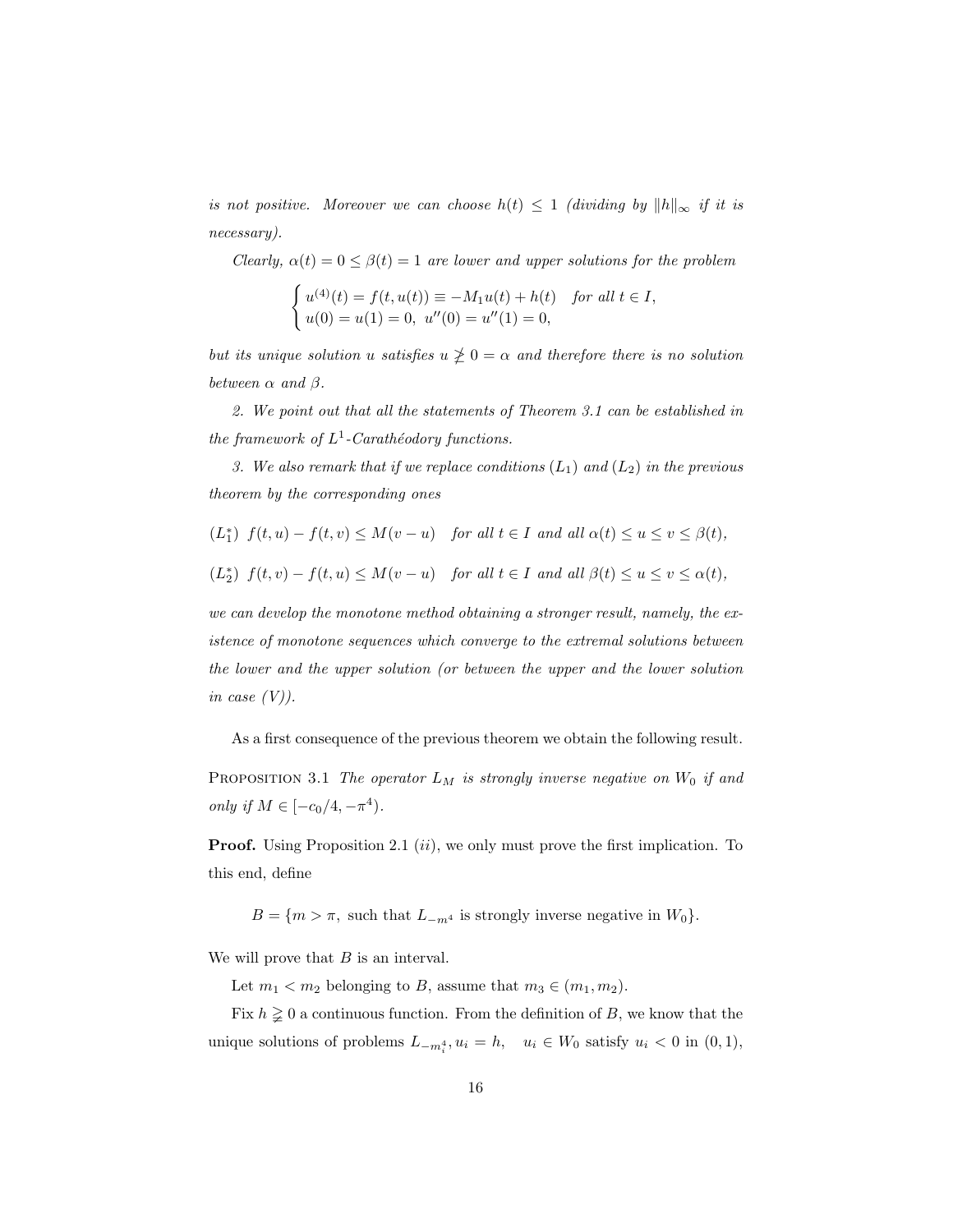*is not positive. Moreover we can choose $h(t) \le 1$ (dividing by $\|h\|_\infty$ if it is necessary).*

*Clearly, $\alpha(t) = 0 \le \beta(t) = 1$ are lower and upper solutions for the problem*

$$\begin{cases} u^{(4)}(t) = f(t, u(t)) \equiv -M_1 u(t) + h(t) & \text{for all } t \in I, \\ u(0) = u(1) = 0, \ u''(0) = u''(1) = 0, \end{cases}$$

*but its unique solution $u$ satisfies $u \not\geq 0 = \alpha$ and therefore there is no solution between $\alpha$ and $\beta$.*

*2. We point out that all the statements of Theorem 3.1 can be established in the framework of $L^1$-Carathéodory functions.*

*3. We also remark that if we replace conditions $(L_1)$ and $(L_2)$ in the previous theorem by the corresponding ones*

$(L_1^*)$ $f(t,u) - f(t,v) \le M(v-u)$ *for all $t \in I$ and all $\alpha(t) \le u \le v \le \beta(t)$,*

$(L_2^*)$ $f(t,v) - f(t,u) \le M(v-u)$ *for all $t \in I$ and all $\beta(t) \le u \le v \le \alpha(t)$,*

*we can develop the monotone method obtaining a stronger result, namely, the existence of monotone sequences which converge to the extremal solutions between the lower and the upper solution (or between the upper and the lower solution in case (V)).*

As a first consequence of the previous theorem we obtain the following result.

Proposition 3.1 *The operator $L_M$ is strongly inverse negative on $W_0$ if and only if $M \in [-c_0/4, -\pi^4)$.*

**Proof.** Using Proposition 2.1 $(ii)$, we only must prove the first implication. To this end, define

$$B = \{m > \pi, \text{ such that } L_{-m^4} \text{ is strongly inverse negative in } W_0\}.$$

We will prove that $B$ is an interval.

Let $m_1 < m_2$ belonging to $B$, assume that $m_3 \in (m_1, m_2)$.

Fix $h \gneqq 0$ a continuous function. From the definition of $B$, we know that the unique solutions of problems $L_{-m_i^4}, u_i = h, \quad u_i \in W_0$ satisfy $u_i < 0$ in $(0,1)$,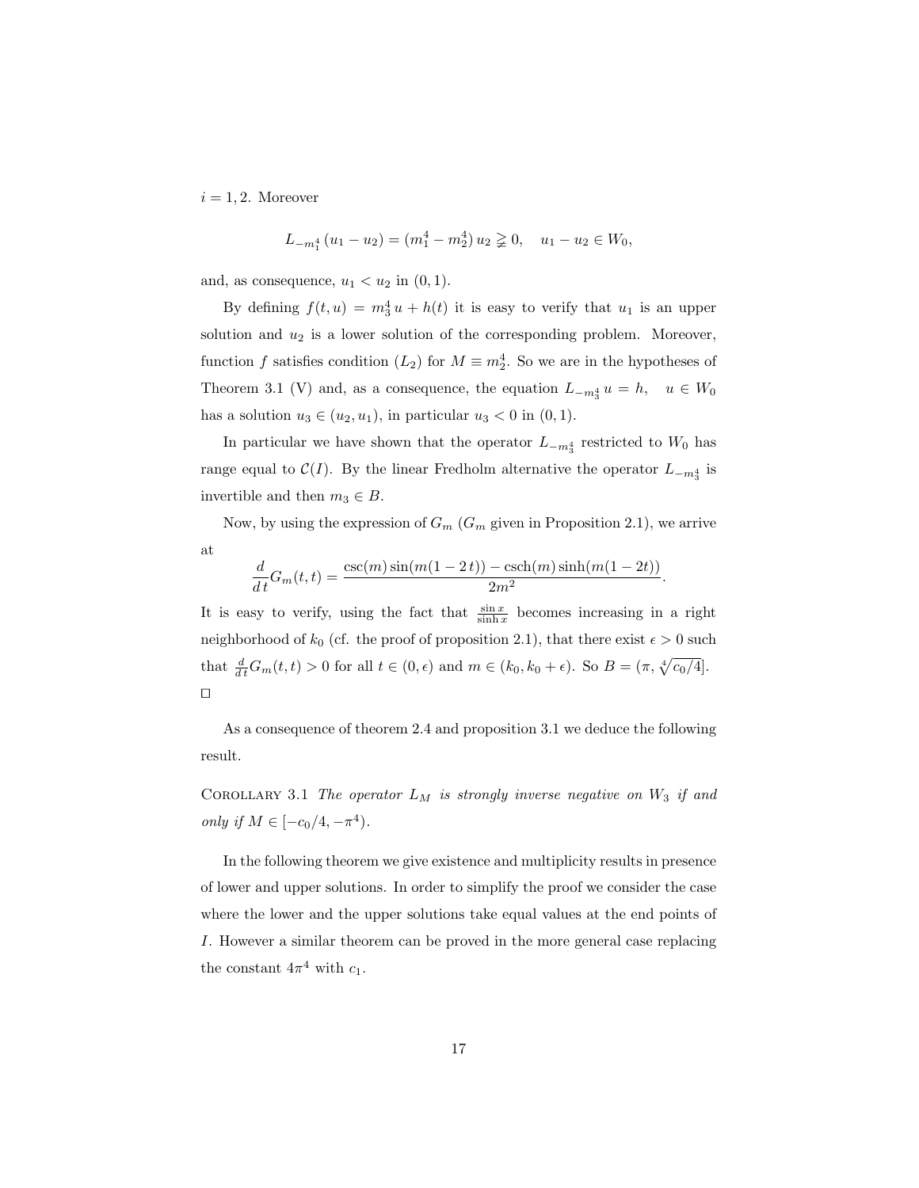$i = 1, 2$. Moreover

$$L_{-m_1^4}(u_1 - u_2) = (m_1^4 - m_2^4)\, u_2 \gneqq 0, \quad u_1 - u_2 \in W_0,$$

and, as consequence, $u_1 < u_2$ in $(0, 1)$.

By defining $f(t, u) = m_3^4\, u + h(t)$ it is easy to verify that $u_1$ is an upper solution and $u_2$ is a lower solution of the corresponding problem. Moreover, function $f$ satisfies condition $(L_2)$ for $M \equiv m_2^4$. So we are in the hypotheses of Theorem 3.1 (V) and, as a consequence, the equation $L_{-m_3^4}\, u = h, \quad u \in W_0$ has a solution $u_3 \in (u_2, u_1)$, in particular $u_3 < 0$ in $(0, 1)$.

In particular we have shown that the operator $L_{-m_3^4}$ restricted to $W_0$ has range equal to $\mathcal{C}(I)$. By the linear Fredholm alternative the operator $L_{-m_3^4}$ is invertible and then $m_3 \in B$.

Now, by using the expression of $G_m$ ($G_m$ given in Proposition 2.1), we arrive at

$$\frac{d}{d\,t} G_m(t, t) = \frac{\csc(m) \sin(m(1 - 2\,t)) - \operatorname{csch}(m) \sinh(m(1 - 2t))}{2m^2}.$$

It is easy to verify, using the fact that $\frac{\sin x}{\sinh x}$ becomes increasing in a right neighborhood of $k_0$ (cf. the proof of proposition 2.1), that there exist $\epsilon > 0$ such that $\frac{d}{d\,t} G_m(t, t) > 0$ for all $t \in (0, \epsilon)$ and $m \in (k_0, k_0 + \epsilon)$. So $B = (\pi, \sqrt[4]{c_0/4}]$. □

As a consequence of theorem 2.4 and proposition 3.1 we deduce the following result.

COROLLARY 3.1 *The operator $L_M$ is strongly inverse negative on $W_3$ if and only if $M \in [-c_0/4, -\pi^4)$.*

In the following theorem we give existence and multiplicity results in presence of lower and upper solutions. In order to simplify the proof we consider the case where the lower and the upper solutions take equal values at the end points of $I$. However a similar theorem can be proved in the more general case replacing the constant $4\pi^4$ with $c_1$.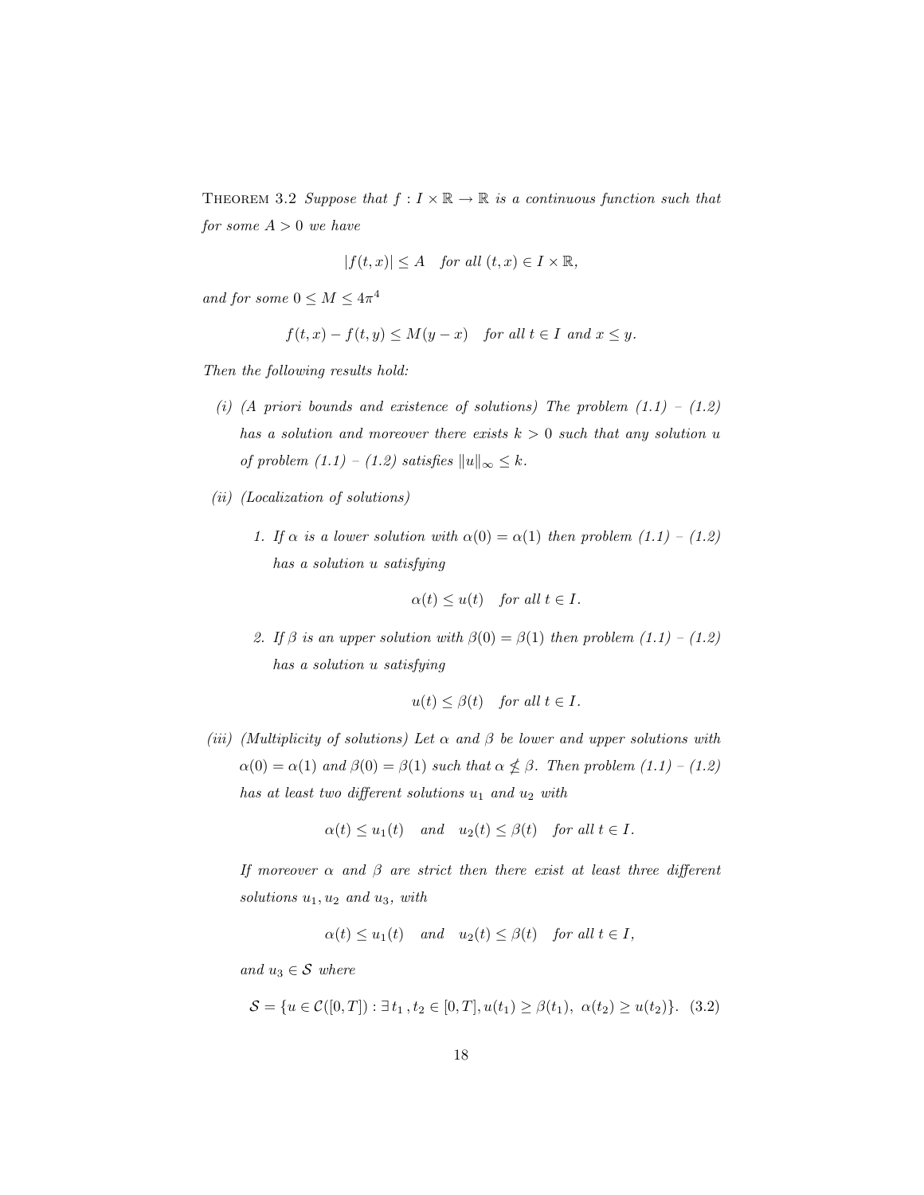Theorem 3.2 *Suppose that $f : I \times \mathbb{R} \to \mathbb{R}$ is a continuous function such that for some $A > 0$ we have*

$$|f(t,x)| \leq A \quad \text{for all } (t,x) \in I \times \mathbb{R},$$

*and for some $0 \leq M \leq 4\pi^4$*

$$f(t,x) - f(t,y) \leq M(y-x) \quad \text{for all } t \in I \text{ and } x \leq y.$$

*Then the following results hold:*

*(i) (A priori bounds and existence of solutions) The problem (1.1) – (1.2) has a solution and moreover there exists $k > 0$ such that any solution $u$ of problem (1.1) – (1.2) satisfies $\|u\|_\infty \leq k$.*

*(ii) (Localization of solutions)*

*1. If $\alpha$ is a lower solution with $\alpha(0) = \alpha(1)$ then problem (1.1) – (1.2) has a solution $u$ satisfying*

$$\alpha(t) \leq u(t) \quad \text{for all } t \in I.$$

*2. If $\beta$ is an upper solution with $\beta(0) = \beta(1)$ then problem (1.1) – (1.2) has a solution $u$ satisfying*

$$u(t) \leq \beta(t) \quad \text{for all } t \in I.$$

*(iii) (Multiplicity of solutions) Let $\alpha$ and $\beta$ be lower and upper solutions with $\alpha(0) = \alpha(1)$ and $\beta(0) = \beta(1)$ such that $\alpha \nleq \beta$. Then problem (1.1) – (1.2) has at least two different solutions $u_1$ and $u_2$ with*

$$\alpha(t) \leq u_1(t) \quad \text{and} \quad u_2(t) \leq \beta(t) \quad \text{for all } t \in I.$$

*If moreover $\alpha$ and $\beta$ are strict then there exist at least three different solutions $u_1, u_2$ and $u_3$, with*

$$\alpha(t) \leq u_1(t) \quad \text{and} \quad u_2(t) \leq \beta(t) \quad \text{for all } t \in I,$$

*and $u_3 \in \mathcal{S}$ where*

$$\mathcal{S} = \{u \in \mathcal{C}([0,T]) : \exists\, t_1, t_2 \in [0,T], u(t_1) \geq \beta(t_1),\ \alpha(t_2) \geq u(t_2)\}. \quad (3.2)$$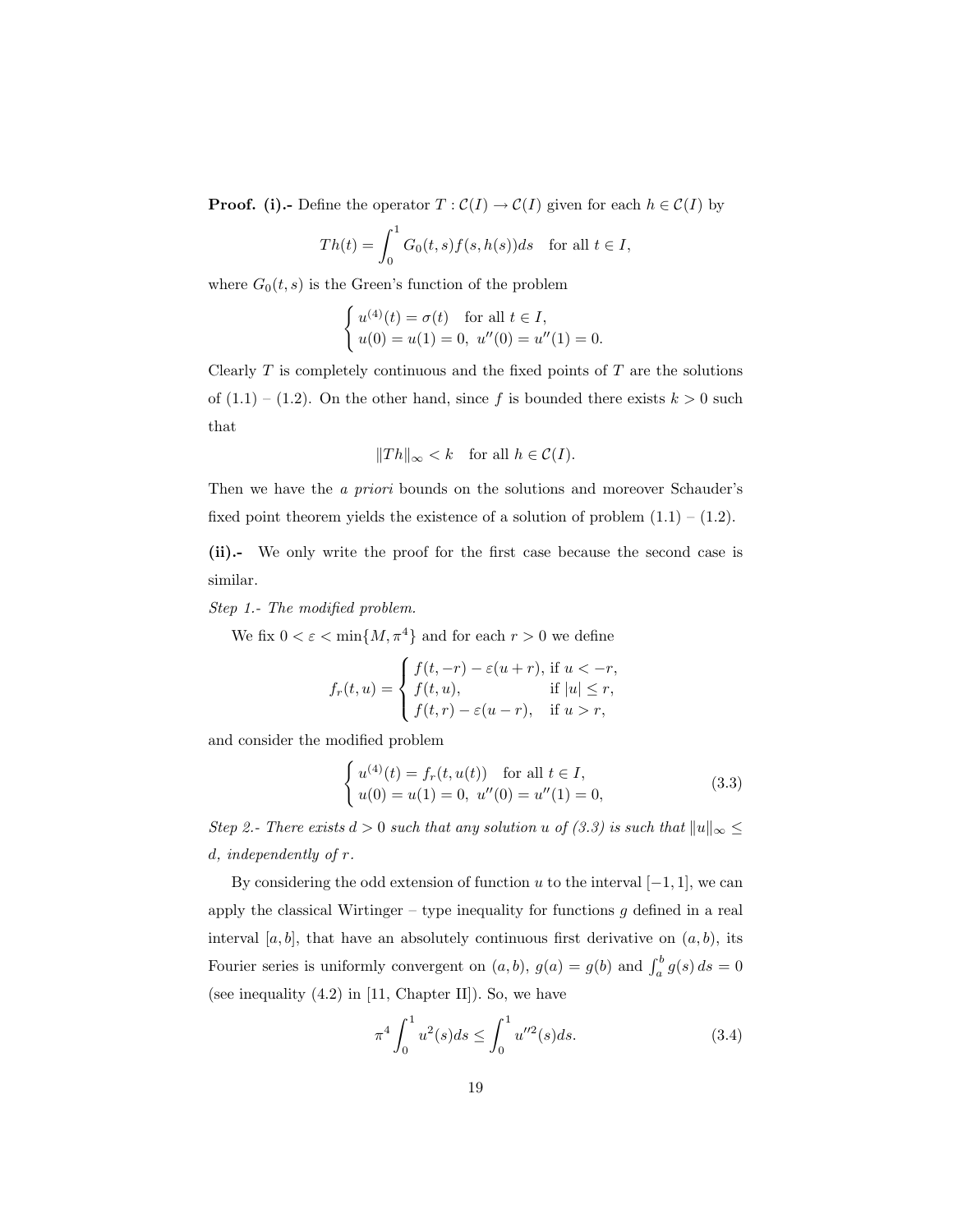**Proof. (i).-** Define the operator $T : \mathcal{C}(I) \to \mathcal{C}(I)$ given for each $h \in \mathcal{C}(I)$ by

$$Th(t) = \int_0^1 G_0(t,s) f(s, h(s)) ds \quad \text{for all } t \in I,$$

where $G_0(t,s)$ is the Green's function of the problem

$$\begin{cases} u^{(4)}(t) = \sigma(t) \quad \text{for all } t \in I, \\ u(0) = u(1) = 0, \ u''(0) = u''(1) = 0. \end{cases}$$

Clearly $T$ is completely continuous and the fixed points of $T$ are the solutions of (1.1) – (1.2). On the other hand, since $f$ is bounded there exists $k > 0$ such that

$$\|Th\|_\infty < k \quad \text{for all } h \in \mathcal{C}(I).$$

Then we have the *a priori* bounds on the solutions and moreover Schauder's fixed point theorem yields the existence of a solution of problem (1.1) – (1.2).

**(ii).-** We only write the proof for the first case because the second case is similar.

*Step 1.- The modified problem.*

We fix $0 < \varepsilon < \min\{M, \pi^4\}$ and for each $r > 0$ we define

$$f_r(t,u) = \begin{cases} f(t,-r) - \varepsilon(u+r), & \text{if } u < -r, \\ f(t,u), & \text{if } |u| \le r, \\ f(t,r) - \varepsilon(u-r), & \text{if } u > r, \end{cases}$$

and consider the modified problem

$$\begin{cases} u^{(4)}(t) = f_r(t, u(t)) \quad \text{for all } t \in I, \\ u(0) = u(1) = 0, \ u''(0) = u''(1) = 0, \end{cases} \tag{3.3}$$

*Step 2.- There exists $d > 0$ such that any solution $u$ of (3.3) is such that $\|u\|_\infty \le d$, independently of $r$.*

By considering the odd extension of function $u$ to the interval $[-1, 1]$, we can apply the classical Wirtinger – type inequality for functions $g$ defined in a real interval $[a, b]$, that have an absolutely continuous first derivative on $(a, b)$, its Fourier series is uniformly convergent on $(a, b)$, $g(a) = g(b)$ and $\int_a^b g(s)\, ds = 0$ (see inequality (4.2) in [11, Chapter II]). So, we have

$$\pi^4 \int_0^1 u^2(s) ds \le \int_0^1 u''^2(s) ds. \tag{3.4}$$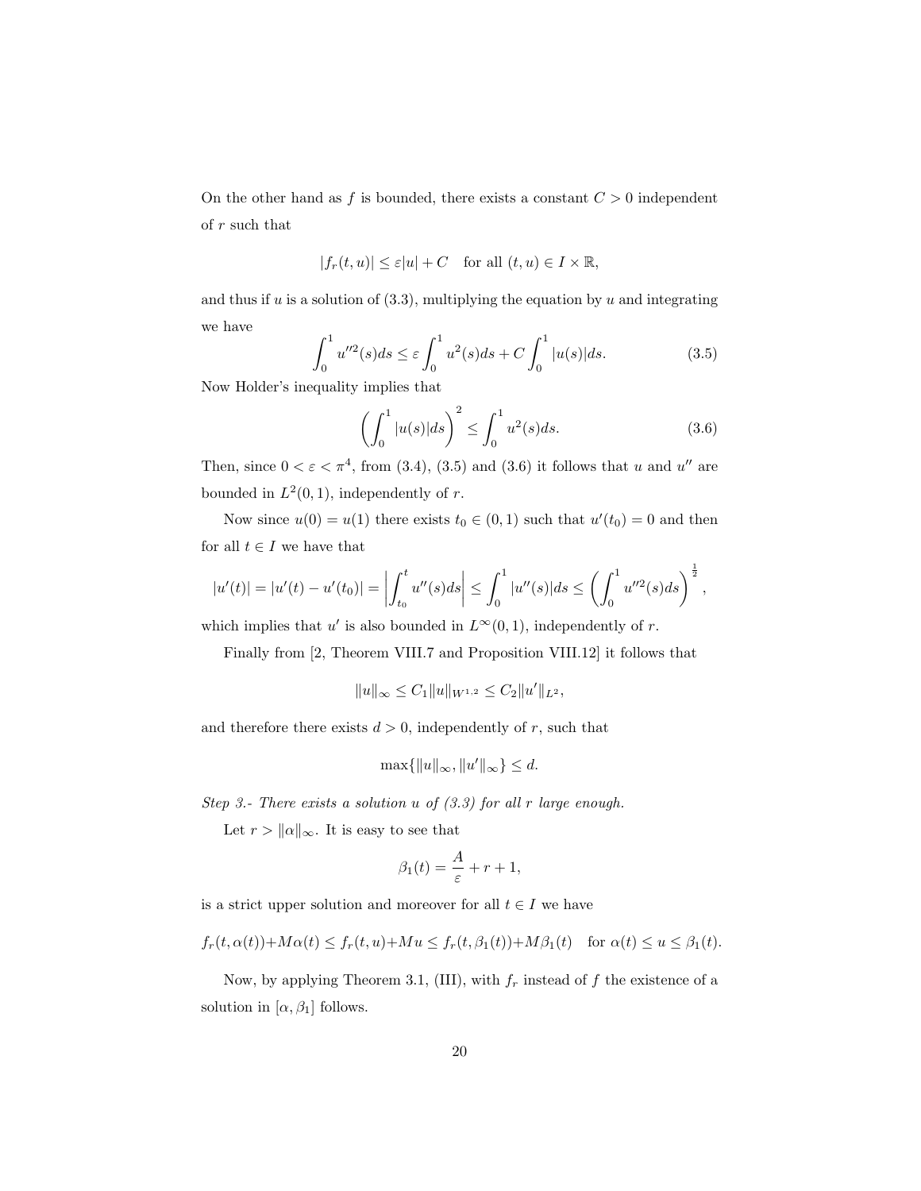On the other hand as $f$ is bounded, there exists a constant $C > 0$ independent of $r$ such that

$$|f_r(t,u)| \leq \varepsilon |u| + C \quad \text{for all } (t,u) \in I \times \mathbb{R},$$

and thus if $u$ is a solution of (3.3), multiplying the equation by $u$ and integrating we have

$$\int_0^1 u''^2(s)ds \leq \varepsilon \int_0^1 u^2(s)ds + C \int_0^1 |u(s)|ds. \tag{3.5}$$

Now Holder's inequality implies that

$$\left(\int_0^1 |u(s)|ds\right)^2 \leq \int_0^1 u^2(s)ds. \tag{3.6}$$

Then, since $0 < \varepsilon < \pi^4$, from (3.4), (3.5) and (3.6) it follows that $u$ and $u''$ are bounded in $L^2(0,1)$, independently of $r$.

Now since $u(0) = u(1)$ there exists $t_0 \in (0,1)$ such that $u'(t_0) = 0$ and then for all $t \in I$ we have that

$$|u'(t)| = |u'(t) - u'(t_0)| = \left|\int_{t_0}^t u''(s)ds\right| \leq \int_0^1 |u''(s)|ds \leq \left(\int_0^1 u''^2(s)ds\right)^{\frac{1}{2}},$$

which implies that $u'$ is also bounded in $L^\infty(0,1)$, independently of $r$.

Finally from [2, Theorem VIII.7 and Proposition VIII.12] it follows that

$$\|u\|_\infty \leq C_1 \|u\|_{W^{1,2}} \leq C_2 \|u'\|_{L^2},$$

and therefore there exists $d > 0$, independently of $r$, such that

$$\max\{\|u\|_\infty, \|u'\|_\infty\} \leq d.$$

*Step 3.- There exists a solution $u$ of (3.3) for all $r$ large enough.*

Let $r > \|\alpha\|_\infty$. It is easy to see that

$$\beta_1(t) = \frac{A}{\varepsilon} + r + 1,$$

is a strict upper solution and moreover for all $t \in I$ we have

$$f_r(t,\alpha(t)) + M\alpha(t) \leq f_r(t,u) + Mu \leq f_r(t,\beta_1(t)) + M\beta_1(t) \quad \text{for } \alpha(t) \leq u \leq \beta_1(t).$$

Now, by applying Theorem 3.1, (III), with $f_r$ instead of $f$ the existence of a solution in $[\alpha, \beta_1]$ follows.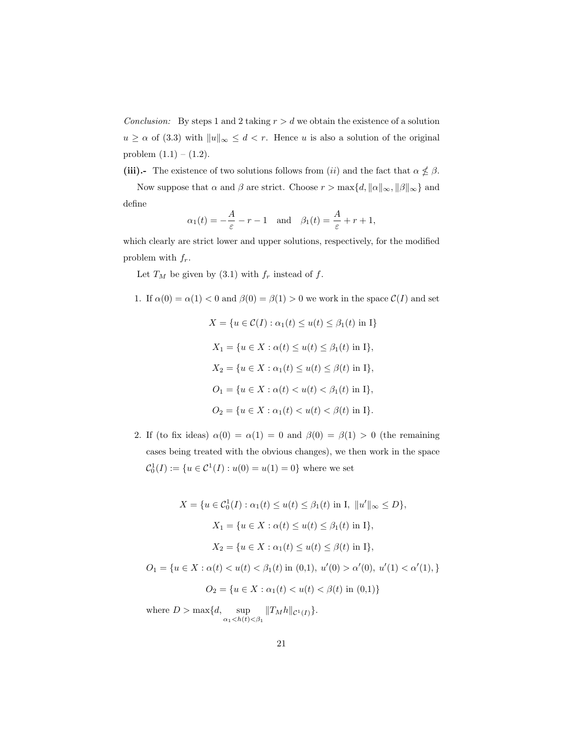*Conclusion:* By steps 1 and 2 taking $r > d$ we obtain the existence of a solution $u \geq \alpha$ of (3.3) with $\|u\|_\infty \leq d < r$. Hence $u$ is also a solution of the original problem (1.1) – (1.2).

**(iii).-** The existence of two solutions follows from $(ii)$ and the fact that $\alpha \nleq \beta$.

Now suppose that $\alpha$ and $\beta$ are strict. Choose $r > \max\{d, \|\alpha\|_\infty, \|\beta\|_\infty\}$ and define

$$\alpha_1(t) = -\frac{A}{\varepsilon} - r - 1 \quad \text{and} \quad \beta_1(t) = \frac{A}{\varepsilon} + r + 1,$$

which clearly are strict lower and upper solutions, respectively, for the modified problem with $f_r$.

Let $T_M$ be given by (3.1) with $f_r$ instead of $f$.

1. If $\alpha(0) = \alpha(1) < 0$ and $\beta(0) = \beta(1) > 0$ we work in the space $\mathcal{C}(I)$ and set

$$X = \{u \in \mathcal{C}(I) : \alpha_1(t) \leq u(t) \leq \beta_1(t) \text{ in I}\}$$

$$X_1 = \{u \in X : \alpha(t) \leq u(t) \leq \beta_1(t) \text{ in I}\},$$

$$X_2 = \{u \in X : \alpha_1(t) \leq u(t) \leq \beta(t) \text{ in I}\},$$

$$O_1 = \{u \in X : \alpha(t) < u(t) < \beta_1(t) \text{ in I}\},$$

$$O_2 = \{u \in X : \alpha_1(t) < u(t) < \beta(t) \text{ in I}\}.$$

2. If (to fix ideas) $\alpha(0) = \alpha(1) = 0$ and $\beta(0) = \beta(1) > 0$ (the remaining cases being treated with the obvious changes), we then work in the space $\mathcal{C}_0^1(I) := \{u \in \mathcal{C}^1(I) : u(0) = u(1) = 0\}$ where we set

$$X = \{u \in \mathcal{C}_0^1(I) : \alpha_1(t) \leq u(t) \leq \beta_1(t) \text{ in I}, \ \|u'\|_\infty \leq D\},$$

$$X_1 = \{u \in X : \alpha(t) \leq u(t) \leq \beta_1(t) \text{ in I}\},$$

$$X_2 = \{u \in X : \alpha_1(t) \leq u(t) \leq \beta(t) \text{ in I}\},$$

$$O_1 = \{u \in X : \alpha(t) < u(t) < \beta_1(t) \text{ in (0,1)}, \ u'(0) > \alpha'(0), \ u'(1) < \alpha'(1), \}$$

$$O_2 = \{u \in X : \alpha_1(t) < u(t) < \beta(t) \text{ in (0,1)}\}$$

where $D > \max\{d, \sup\limits_{\alpha_1 < h(t) < \beta_1} \|T_M h\|_{\mathcal{C}^1(I)}\}$.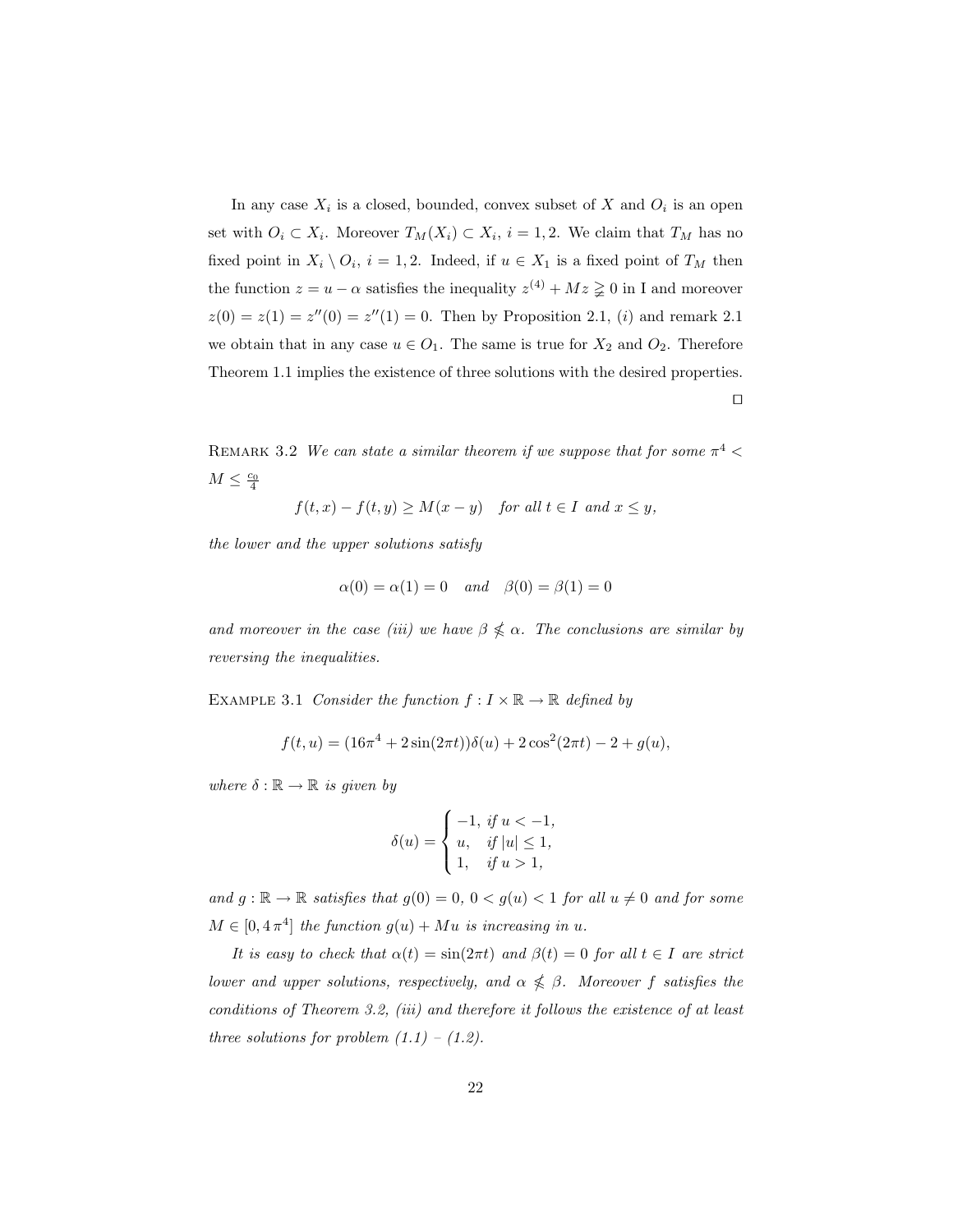In any case $X_i$ is a closed, bounded, convex subset of $X$ and $O_i$ is an open set with $O_i \subset X_i$. Moreover $T_M(X_i) \subset X_i$, $i = 1, 2$. We claim that $T_M$ has no fixed point in $X_i \setminus O_i$, $i = 1, 2$. Indeed, if $u \in X_1$ is a fixed point of $T_M$ then the function $z = u - \alpha$ satisfies the inequality $z^{(4)} + Mz \gneqq 0$ in I and moreover $z(0) = z(1) = z''(0) = z''(1) = 0$. Then by Proposition 2.1, $(i)$ and remark 2.1 we obtain that in any case $u \in O_1$. The same is true for $X_2$ and $O_2$. Therefore Theorem 1.1 implies the existence of three solutions with the desired properties.

$\square$

REMARK 3.2 *We can state a similar theorem if we suppose that for some $\pi^4 < M \leq \frac{c_0}{4}$*

$$f(t,x) - f(t,y) \geq M(x-y) \quad \textit{for all } t \in I \textit{ and } x \leq y,$$

*the lower and the upper solutions satisfy*

$$\alpha(0) = \alpha(1) = 0 \quad \textit{and} \quad \beta(0) = \beta(1) = 0$$

*and moreover in the case (iii) we have $\beta \nleq \alpha$. The conclusions are similar by reversing the inequalities.*

EXAMPLE 3.1 *Consider the function $f : I \times \mathbb{R} \to \mathbb{R}$ defined by*

$$f(t,u) = (16\pi^4 + 2\sin(2\pi t))\delta(u) + 2\cos^2(2\pi t) - 2 + g(u),$$

*where $\delta : \mathbb{R} \to \mathbb{R}$ is given by*

$$\delta(u) = \begin{cases} -1, & \textit{if } u < -1, \\ u, & \textit{if } |u| \leq 1, \\ 1, & \textit{if } u > 1, \end{cases}$$

*and $g : \mathbb{R} \to \mathbb{R}$ satisfies that $g(0) = 0$, $0 < g(u) < 1$ for all $u \neq 0$ and for some $M \in [0, 4\,\pi^4]$ the function $g(u) + Mu$ is increasing in $u$.*

*It is easy to check that $\alpha(t) = \sin(2\pi t)$ and $\beta(t) = 0$ for all $t \in I$ are strict lower and upper solutions, respectively, and $\alpha \nleq \beta$. Moreover $f$ satisfies the conditions of Theorem 3.2, (iii) and therefore it follows the existence of at least three solutions for problem (1.1) – (1.2).*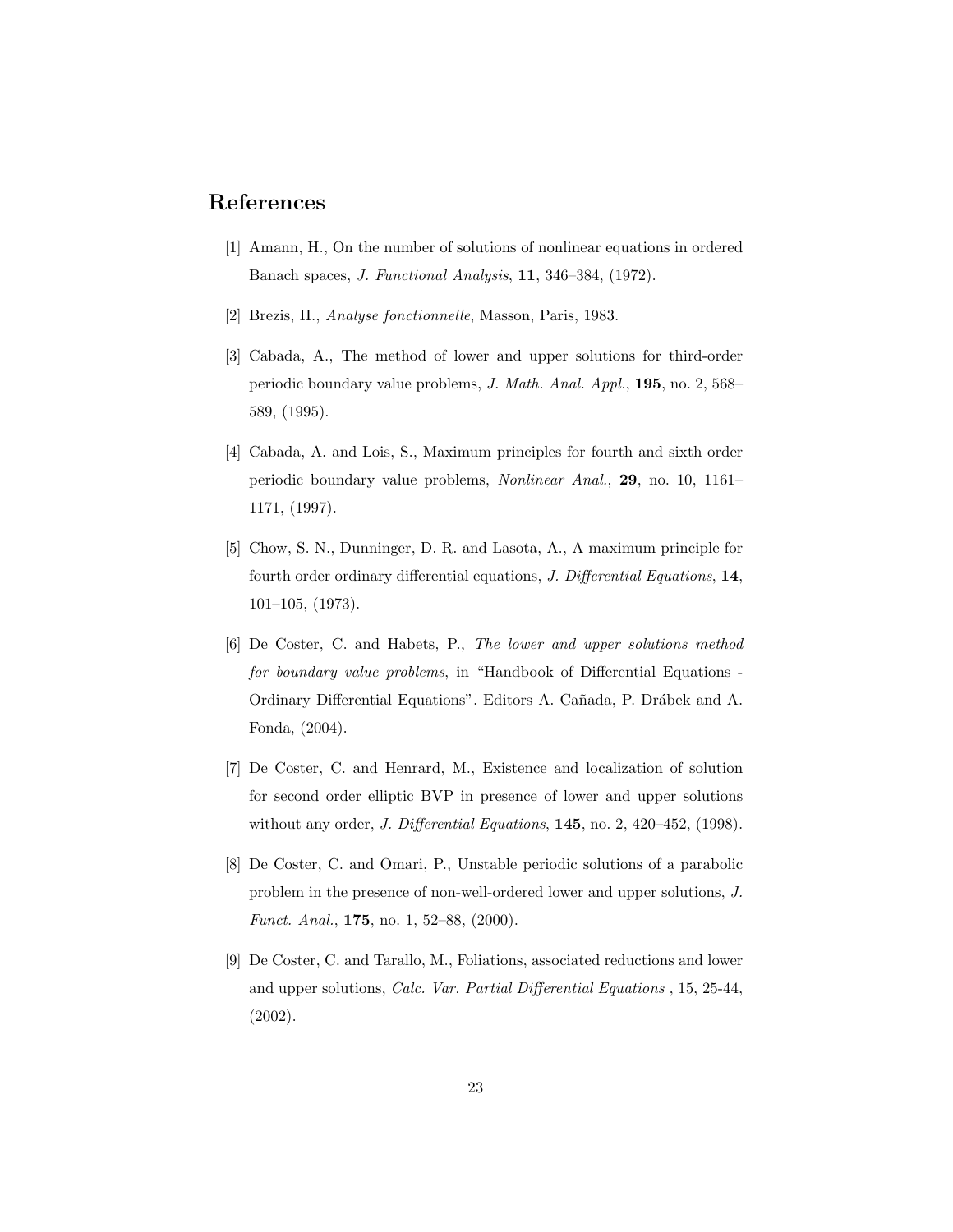# References

[1] Amann, H., On the number of solutions of nonlinear equations in ordered Banach spaces, *J. Functional Analysis*, **11**, 346–384, (1972).

[2] Brezis, H., *Analyse fonctionnelle*, Masson, Paris, 1983.

[3] Cabada, A., The method of lower and upper solutions for third-order periodic boundary value problems, *J. Math. Anal. Appl.*, **195**, no. 2, 568–589, (1995).

[4] Cabada, A. and Lois, S., Maximum principles for fourth and sixth order periodic boundary value problems, *Nonlinear Anal.*, **29**, no. 10, 1161–1171, (1997).

[5] Chow, S. N., Dunninger, D. R. and Lasota, A., A maximum principle for fourth order ordinary differential equations, *J. Differential Equations*, **14**, 101–105, (1973).

[6] De Coster, C. and Habets, P., *The lower and upper solutions method for boundary value problems*, in "Handbook of Differential Equations - Ordinary Differential Equations". Editors A. Cañada, P. Drábek and A. Fonda, (2004).

[7] De Coster, C. and Henrard, M., Existence and localization of solution for second order elliptic BVP in presence of lower and upper solutions without any order, *J. Differential Equations*, **145**, no. 2, 420–452, (1998).

[8] De Coster, C. and Omari, P., Unstable periodic solutions of a parabolic problem in the presence of non-well-ordered lower and upper solutions, *J. Funct. Anal.*, **175**, no. 1, 52–88, (2000).

[9] De Coster, C. and Tarallo, M., Foliations, associated reductions and lower and upper solutions, *Calc. Var. Partial Differential Equations* , 15, 25-44, (2002).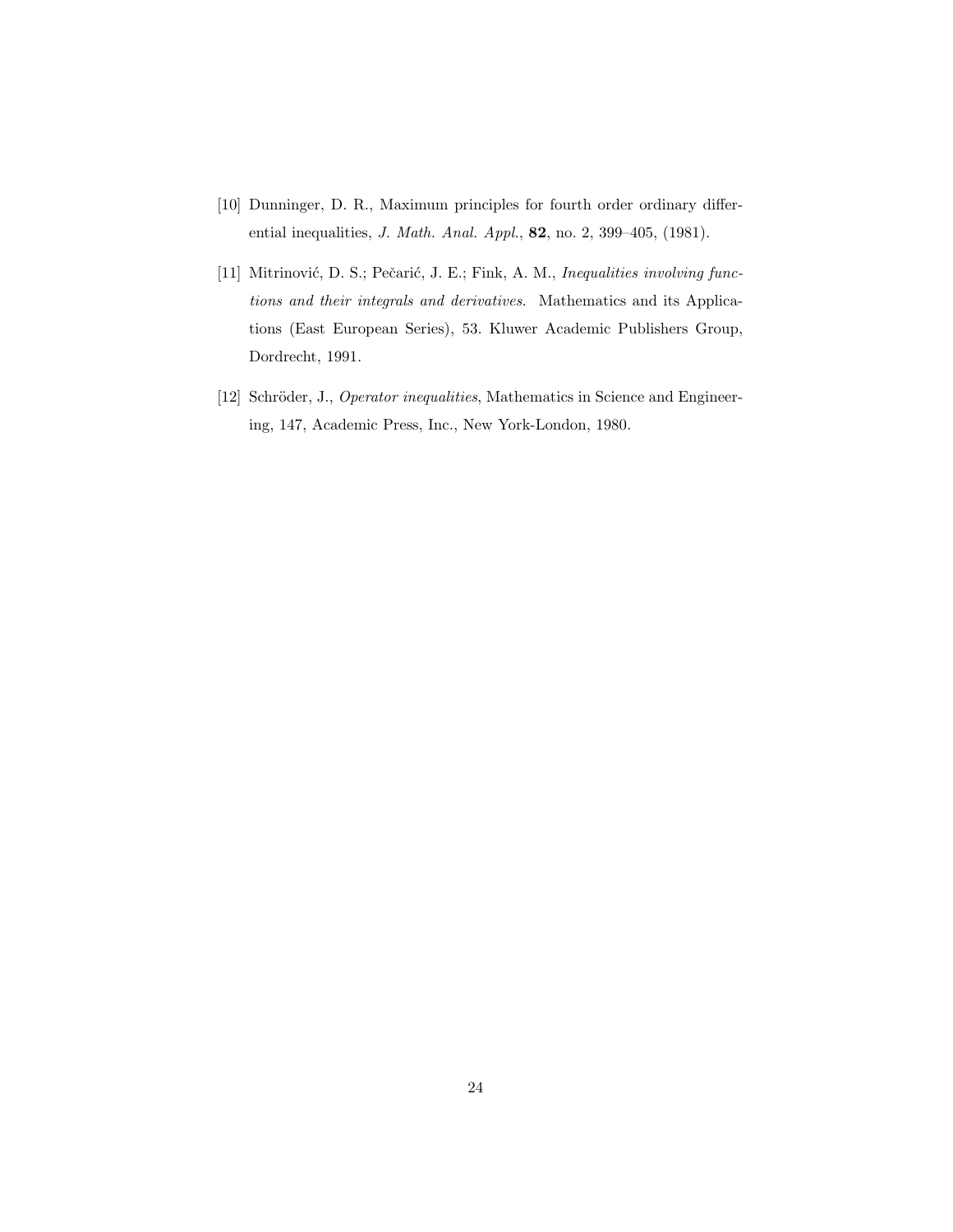[10] Dunninger, D. R., Maximum principles for fourth order ordinary differential inequalities, *J. Math. Anal. Appl.*, **82**, no. 2, 399–405, (1981).

[11] Mitrinović, D. S.; Pečarić, J. E.; Fink, A. M., *Inequalities involving functions and their integrals and derivatives.* Mathematics and its Applications (East European Series), 53. Kluwer Academic Publishers Group, Dordrecht, 1991.

[12] Schröder, J., *Operator inequalities*, Mathematics in Science and Engineering, 147, Academic Press, Inc., New York-London, 1980.